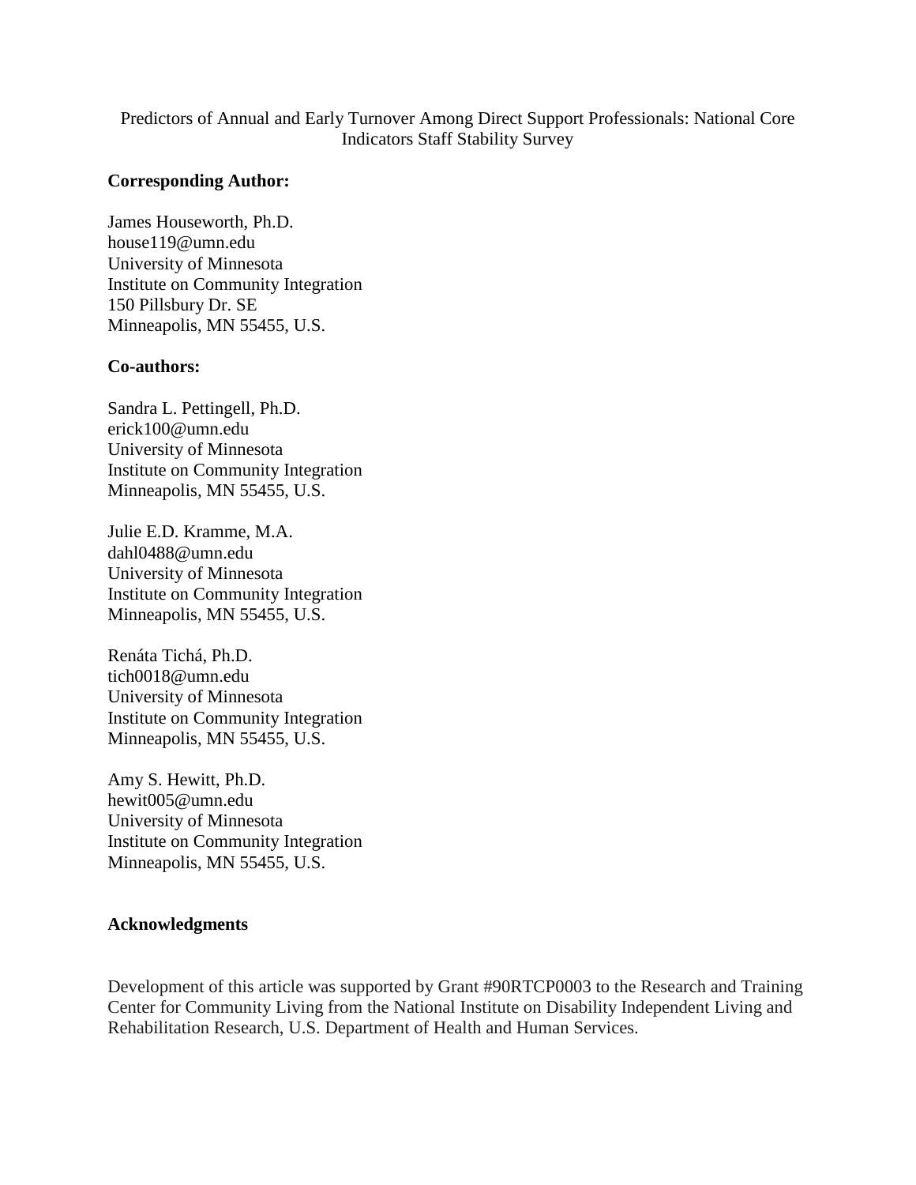# Predictors of Annual and Early Turnover Among Direct Support Professionals: National Core Indicators Staff Stability Survey

**Corresponding Author:**

James Houseworth, Ph.D.
house119@umn.edu
University of Minnesota
Institute on Community Integration
150 Pillsbury Dr. SE
Minneapolis, MN 55455, U.S.

**Co-authors:**

Sandra L. Pettingell, Ph.D.
erick100@umn.edu
University of Minnesota
Institute on Community Integration
Minneapolis, MN 55455, U.S.

Julie E.D. Kramme, M.A.
dahl0488@umn.edu
University of Minnesota
Institute on Community Integration
Minneapolis, MN 55455, U.S.

Renáta Tichá, Ph.D.
tich0018@umn.edu
University of Minnesota
Institute on Community Integration
Minneapolis, MN 55455, U.S.

Amy S. Hewitt, Ph.D.
hewit005@umn.edu
University of Minnesota
Institute on Community Integration
Minneapolis, MN 55455, U.S.

**Acknowledgments**

Development of this article was supported by Grant #90RTCP0003 to the Research and Training Center for Community Living from the National Institute on Disability Independent Living and Rehabilitation Research, U.S. Department of Health and Human Services.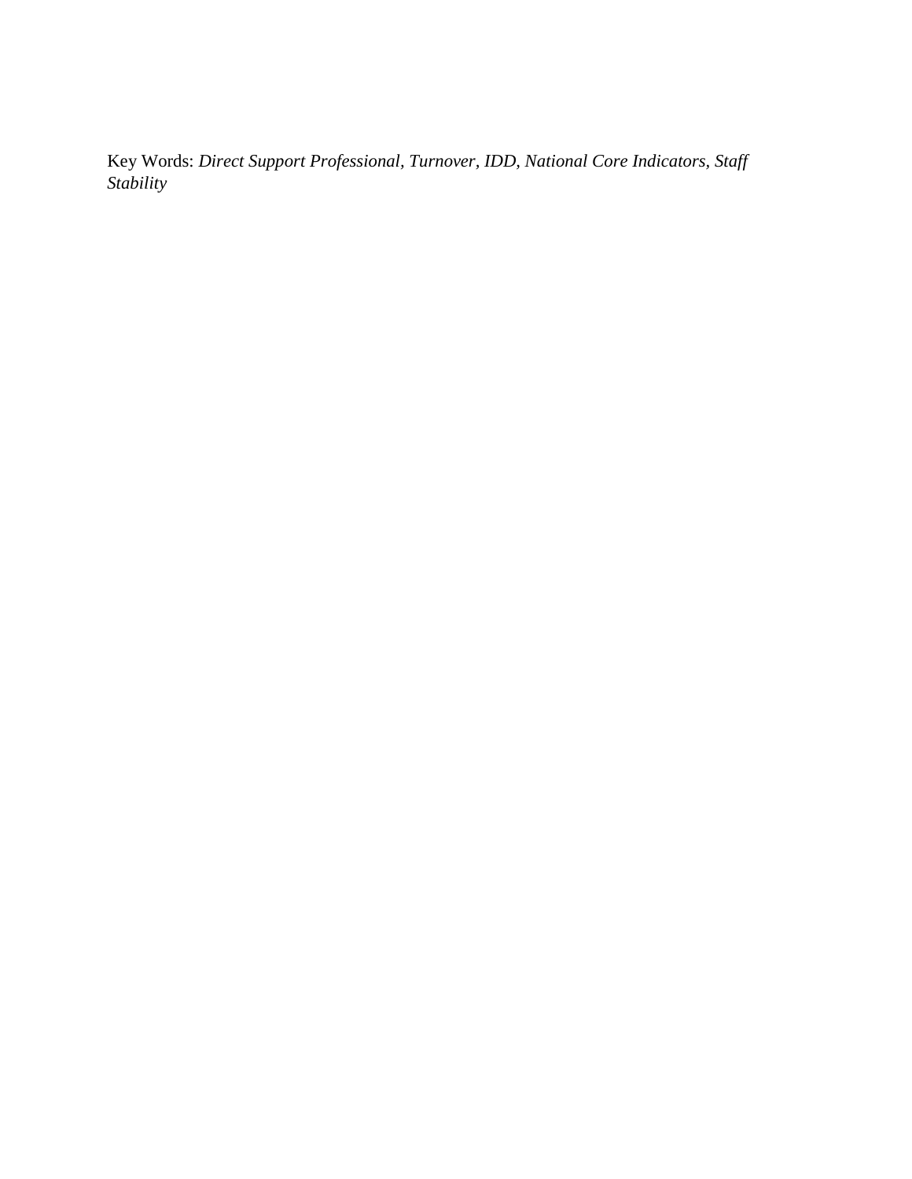Key Words: *Direct Support Professional, Turnover, IDD, National Core Indicators, Staff Stability*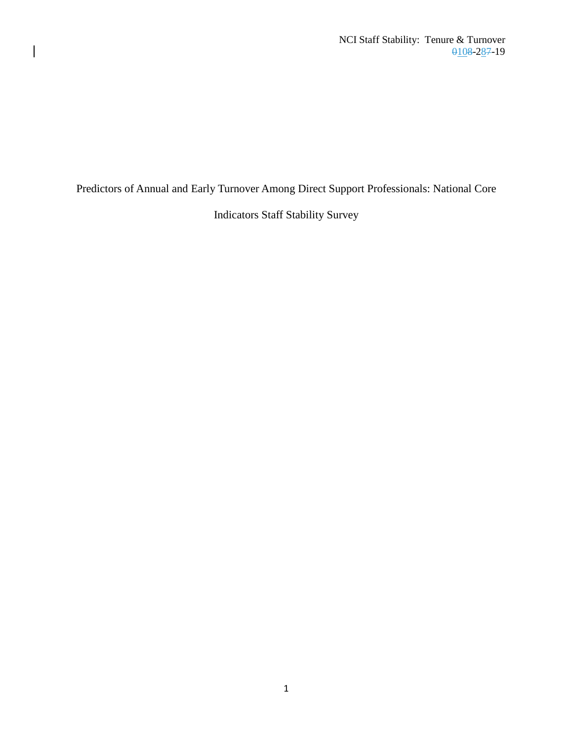# Predictors of Annual and Early Turnover Among Direct Support Professionals: National Core Indicators Staff Stability Survey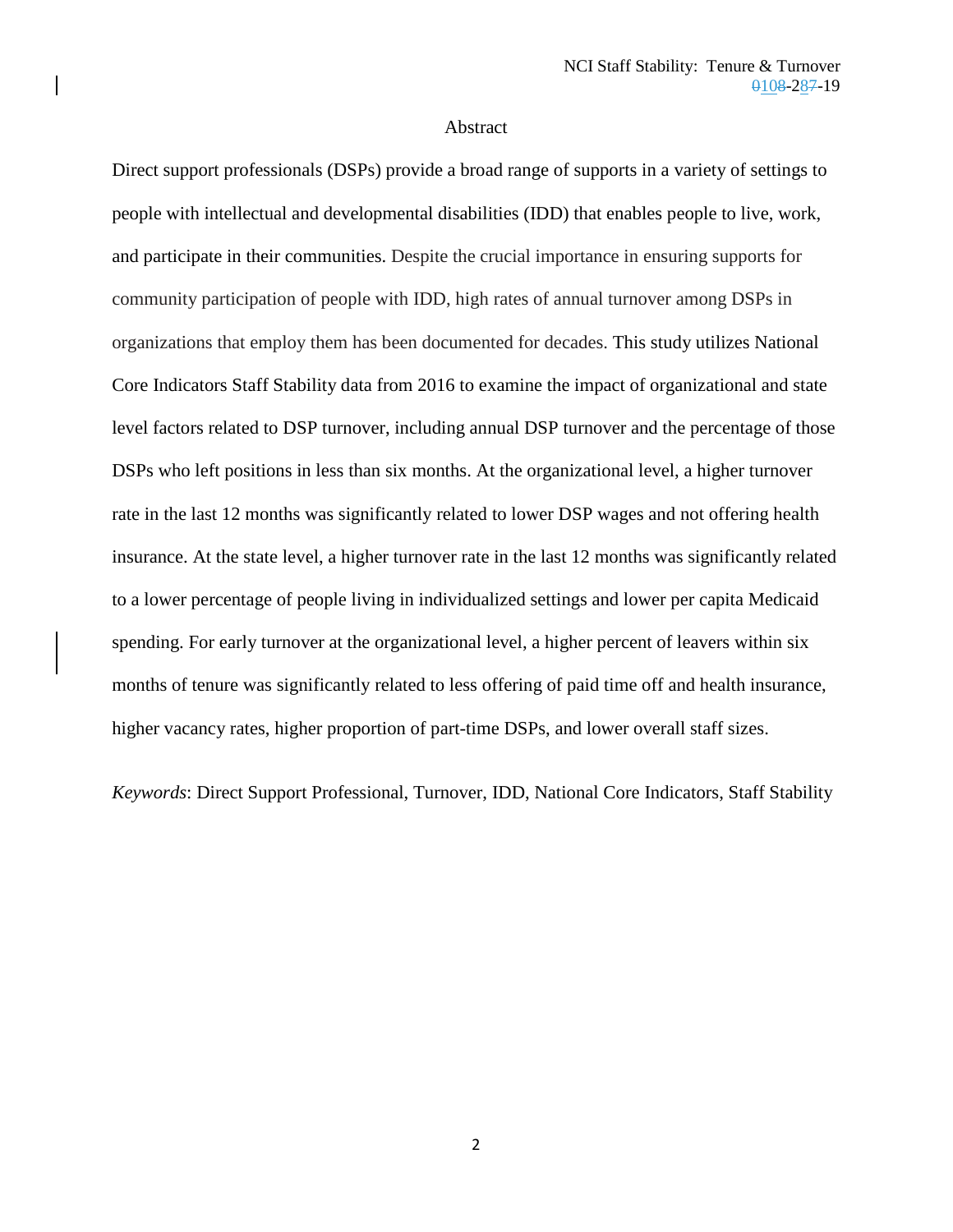# Abstract

Direct support professionals (DSPs) provide a broad range of supports in a variety of settings to people with intellectual and developmental disabilities (IDD) that enables people to live, work, and participate in their communities. Despite the crucial importance in ensuring supports for community participation of people with IDD, high rates of annual turnover among DSPs in organizations that employ them has been documented for decades. This study utilizes National Core Indicators Staff Stability data from 2016 to examine the impact of organizational and state level factors related to DSP turnover, including annual DSP turnover and the percentage of those DSPs who left positions in less than six months. At the organizational level, a higher turnover rate in the last 12 months was significantly related to lower DSP wages and not offering health insurance. At the state level, a higher turnover rate in the last 12 months was significantly related to a lower percentage of people living in individualized settings and lower per capita Medicaid spending. For early turnover at the organizational level, a higher percent of leavers within six months of tenure was significantly related to less offering of paid time off and health insurance, higher vacancy rates, higher proportion of part-time DSPs, and lower overall staff sizes.

*Keywords*: Direct Support Professional, Turnover, IDD, National Core Indicators, Staff Stability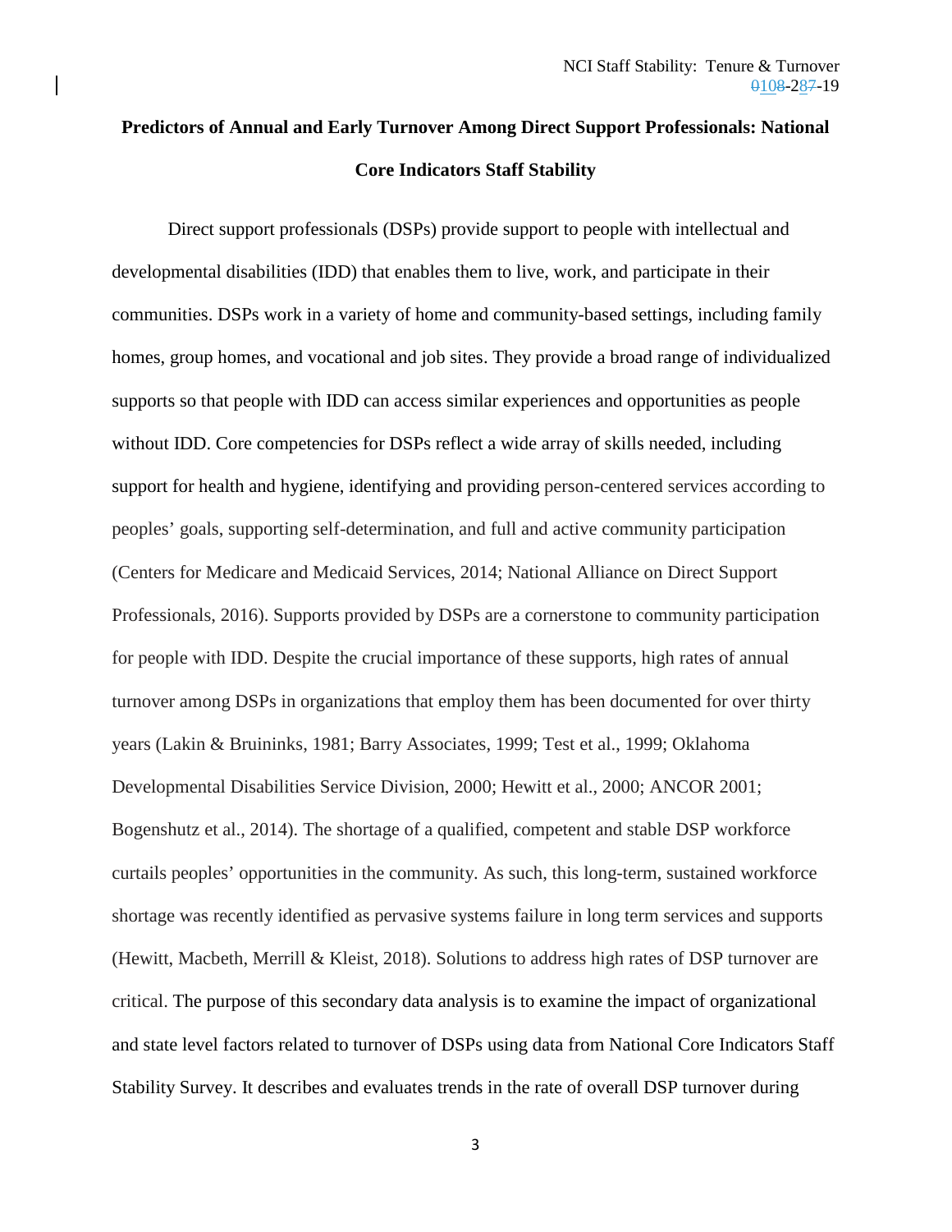**Predictors of Annual and Early Turnover Among Direct Support Professionals: National Core Indicators Staff Stability**

Direct support professionals (DSPs) provide support to people with intellectual and developmental disabilities (IDD) that enables them to live, work, and participate in their communities. DSPs work in a variety of home and community-based settings, including family homes, group homes, and vocational and job sites. They provide a broad range of individualized supports so that people with IDD can access similar experiences and opportunities as people without IDD. Core competencies for DSPs reflect a wide array of skills needed, including support for health and hygiene, identifying and providing person-centered services according to peoples' goals, supporting self-determination, and full and active community participation (Centers for Medicare and Medicaid Services, 2014; National Alliance on Direct Support Professionals, 2016). Supports provided by DSPs are a cornerstone to community participation for people with IDD. Despite the crucial importance of these supports, high rates of annual turnover among DSPs in organizations that employ them has been documented for over thirty years (Lakin & Bruininks, 1981; Barry Associates, 1999; Test et al., 1999; Oklahoma Developmental Disabilities Service Division, 2000; Hewitt et al., 2000; ANCOR 2001; Bogenshutz et al., 2014). The shortage of a qualified, competent and stable DSP workforce curtails peoples' opportunities in the community. As such, this long-term, sustained workforce shortage was recently identified as pervasive systems failure in long term services and supports (Hewitt, Macbeth, Merrill & Kleist, 2018). Solutions to address high rates of DSP turnover are critical. The purpose of this secondary data analysis is to examine the impact of organizational and state level factors related to turnover of DSPs using data from National Core Indicators Staff Stability Survey. It describes and evaluates trends in the rate of overall DSP turnover during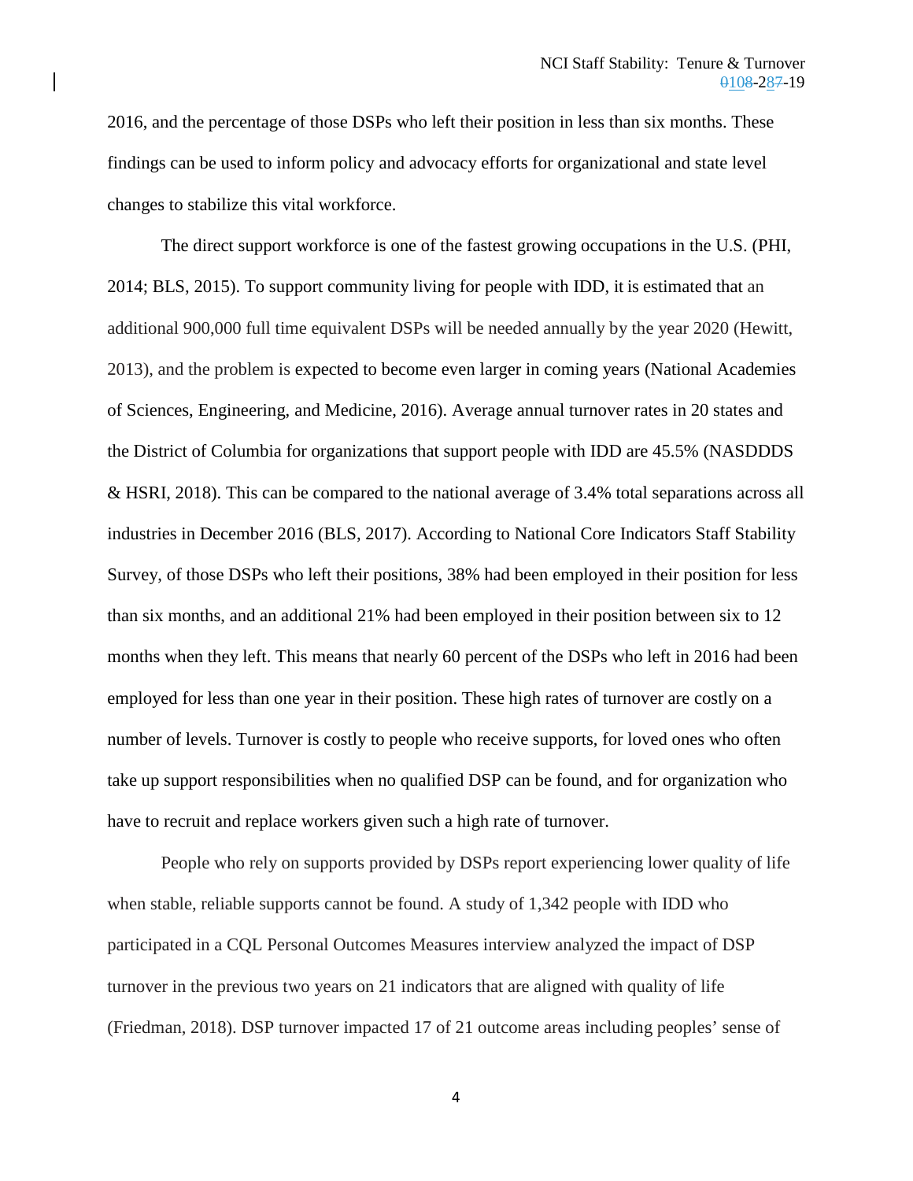2016, and the percentage of those DSPs who left their position in less than six months. These findings can be used to inform policy and advocacy efforts for organizational and state level changes to stabilize this vital workforce.

The direct support workforce is one of the fastest growing occupations in the U.S. (PHI, 2014; BLS, 2015). To support community living for people with IDD, it is estimated that an additional 900,000 full time equivalent DSPs will be needed annually by the year 2020 (Hewitt, 2013), and the problem is expected to become even larger in coming years (National Academies of Sciences, Engineering, and Medicine, 2016). Average annual turnover rates in 20 states and the District of Columbia for organizations that support people with IDD are 45.5% (NASDDDS & HSRI, 2018). This can be compared to the national average of 3.4% total separations across all industries in December 2016 (BLS, 2017). According to National Core Indicators Staff Stability Survey, of those DSPs who left their positions, 38% had been employed in their position for less than six months, and an additional 21% had been employed in their position between six to 12 months when they left. This means that nearly 60 percent of the DSPs who left in 2016 had been employed for less than one year in their position. These high rates of turnover are costly on a number of levels. Turnover is costly to people who receive supports, for loved ones who often take up support responsibilities when no qualified DSP can be found, and for organization who have to recruit and replace workers given such a high rate of turnover.

People who rely on supports provided by DSPs report experiencing lower quality of life when stable, reliable supports cannot be found. A study of 1,342 people with IDD who participated in a CQL Personal Outcomes Measures interview analyzed the impact of DSP turnover in the previous two years on 21 indicators that are aligned with quality of life (Friedman, 2018). DSP turnover impacted 17 of 21 outcome areas including peoples' sense of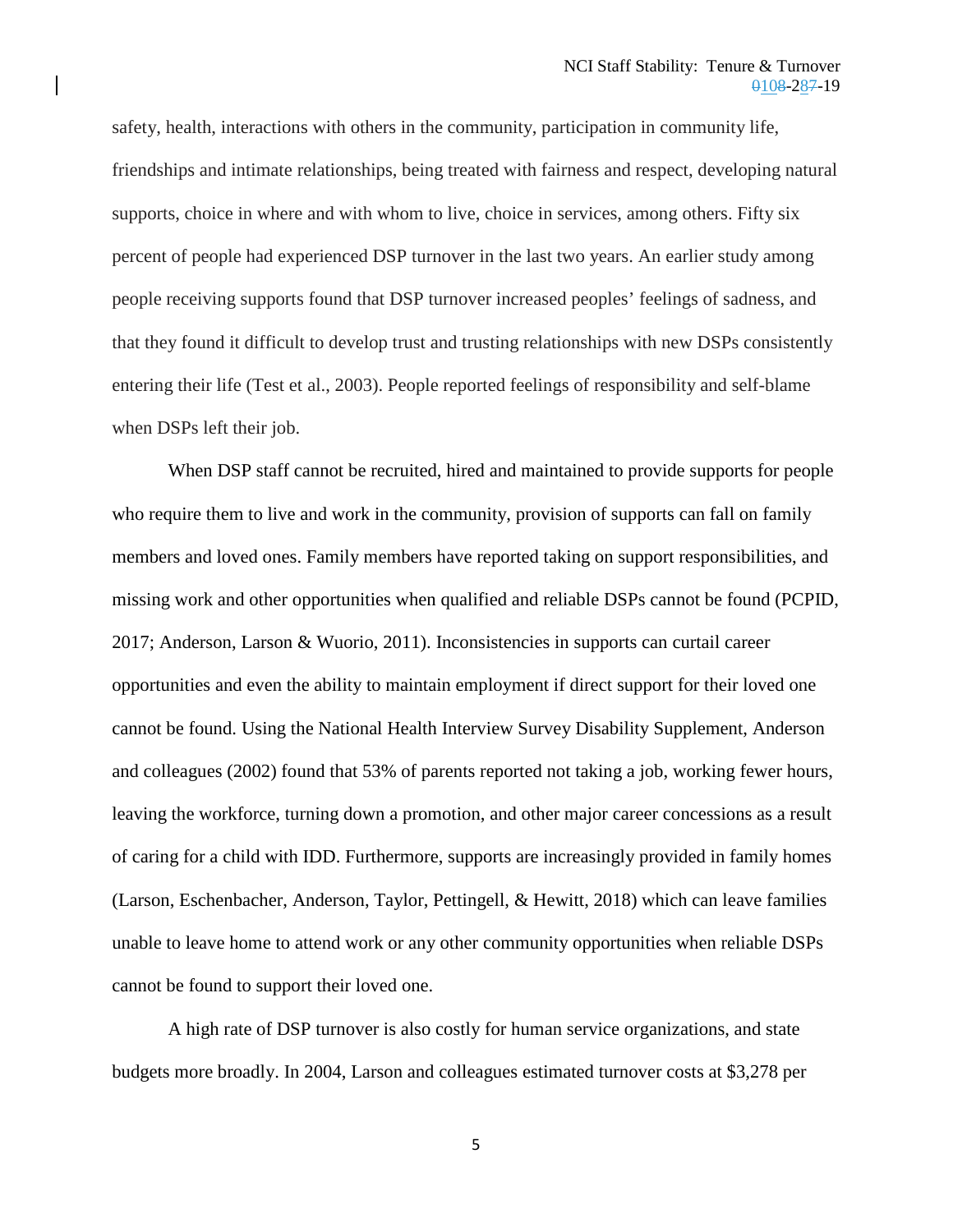safety, health, interactions with others in the community, participation in community life, friendships and intimate relationships, being treated with fairness and respect, developing natural supports, choice in where and with whom to live, choice in services, among others. Fifty six percent of people had experienced DSP turnover in the last two years. An earlier study among people receiving supports found that DSP turnover increased peoples' feelings of sadness, and that they found it difficult to develop trust and trusting relationships with new DSPs consistently entering their life (Test et al., 2003). People reported feelings of responsibility and self-blame when DSPs left their job.

When DSP staff cannot be recruited, hired and maintained to provide supports for people who require them to live and work in the community, provision of supports can fall on family members and loved ones. Family members have reported taking on support responsibilities, and missing work and other opportunities when qualified and reliable DSPs cannot be found (PCPID, 2017; Anderson, Larson & Wuorio, 2011). Inconsistencies in supports can curtail career opportunities and even the ability to maintain employment if direct support for their loved one cannot be found. Using the National Health Interview Survey Disability Supplement, Anderson and colleagues (2002) found that 53% of parents reported not taking a job, working fewer hours, leaving the workforce, turning down a promotion, and other major career concessions as a result of caring for a child with IDD. Furthermore, supports are increasingly provided in family homes (Larson, Eschenbacher, Anderson, Taylor, Pettingell, & Hewitt, 2018) which can leave families unable to leave home to attend work or any other community opportunities when reliable DSPs cannot be found to support their loved one.

A high rate of DSP turnover is also costly for human service organizations, and state budgets more broadly. In 2004, Larson and colleagues estimated turnover costs at $3,278 per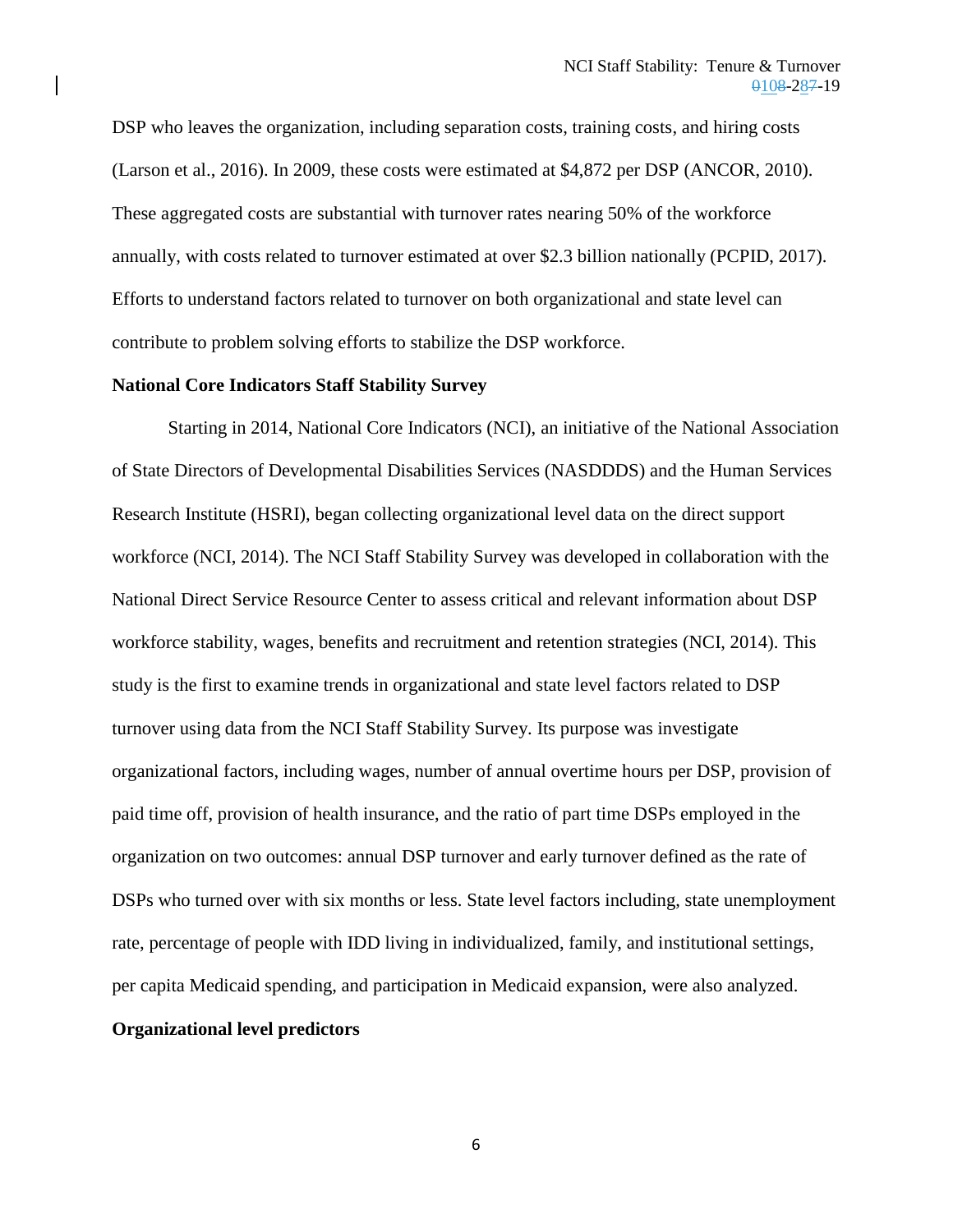DSP who leaves the organization, including separation costs, training costs, and hiring costs (Larson et al., 2016). In 2009, these costs were estimated at $4,872 per DSP (ANCOR, 2010). These aggregated costs are substantial with turnover rates nearing 50% of the workforce annually, with costs related to turnover estimated at over $2.3 billion nationally (PCPID, 2017). Efforts to understand factors related to turnover on both organizational and state level can contribute to problem solving efforts to stabilize the DSP workforce.

**National Core Indicators Staff Stability Survey**

Starting in 2014, National Core Indicators (NCI), an initiative of the National Association of State Directors of Developmental Disabilities Services (NASDDDS) and the Human Services Research Institute (HSRI), began collecting organizational level data on the direct support workforce (NCI, 2014). The NCI Staff Stability Survey was developed in collaboration with the National Direct Service Resource Center to assess critical and relevant information about DSP workforce stability, wages, benefits and recruitment and retention strategies (NCI, 2014). This study is the first to examine trends in organizational and state level factors related to DSP turnover using data from the NCI Staff Stability Survey. Its purpose was investigate organizational factors, including wages, number of annual overtime hours per DSP, provision of paid time off, provision of health insurance, and the ratio of part time DSPs employed in the organization on two outcomes: annual DSP turnover and early turnover defined as the rate of DSPs who turned over with six months or less. State level factors including, state unemployment rate, percentage of people with IDD living in individualized, family, and institutional settings, per capita Medicaid spending, and participation in Medicaid expansion, were also analyzed.

**Organizational level predictors**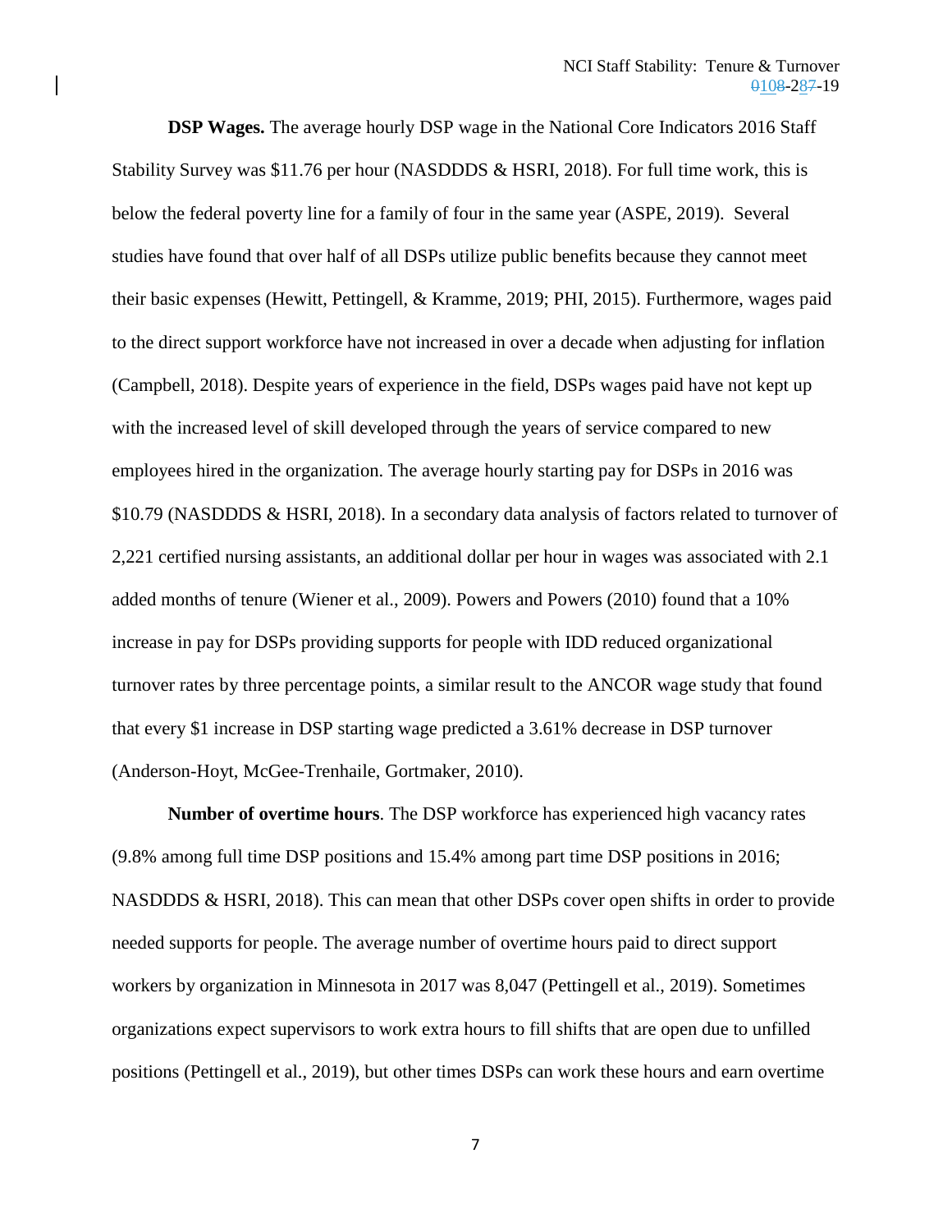**DSP Wages.** The average hourly DSP wage in the National Core Indicators 2016 Staff Stability Survey was $11.76 per hour (NASDDDS & HSRI, 2018). For full time work, this is below the federal poverty line for a family of four in the same year (ASPE, 2019). Several studies have found that over half of all DSPs utilize public benefits because they cannot meet their basic expenses (Hewitt, Pettingell, & Kramme, 2019; PHI, 2015). Furthermore, wages paid to the direct support workforce have not increased in over a decade when adjusting for inflation (Campbell, 2018). Despite years of experience in the field, DSPs wages paid have not kept up with the increased level of skill developed through the years of service compared to new employees hired in the organization. The average hourly starting pay for DSPs in 2016 was $10.79 (NASDDDS & HSRI, 2018). In a secondary data analysis of factors related to turnover of 2,221 certified nursing assistants, an additional dollar per hour in wages was associated with 2.1 added months of tenure (Wiener et al., 2009). Powers and Powers (2010) found that a 10% increase in pay for DSPs providing supports for people with IDD reduced organizational turnover rates by three percentage points, a similar result to the ANCOR wage study that found that every $1 increase in DSP starting wage predicted a 3.61% decrease in DSP turnover (Anderson-Hoyt, McGee-Trenhaile, Gortmaker, 2010).

**Number of overtime hours**. The DSP workforce has experienced high vacancy rates (9.8% among full time DSP positions and 15.4% among part time DSP positions in 2016; NASDDDS & HSRI, 2018). This can mean that other DSPs cover open shifts in order to provide needed supports for people. The average number of overtime hours paid to direct support workers by organization in Minnesota in 2017 was 8,047 (Pettingell et al., 2019). Sometimes organizations expect supervisors to work extra hours to fill shifts that are open due to unfilled positions (Pettingell et al., 2019), but other times DSPs can work these hours and earn overtime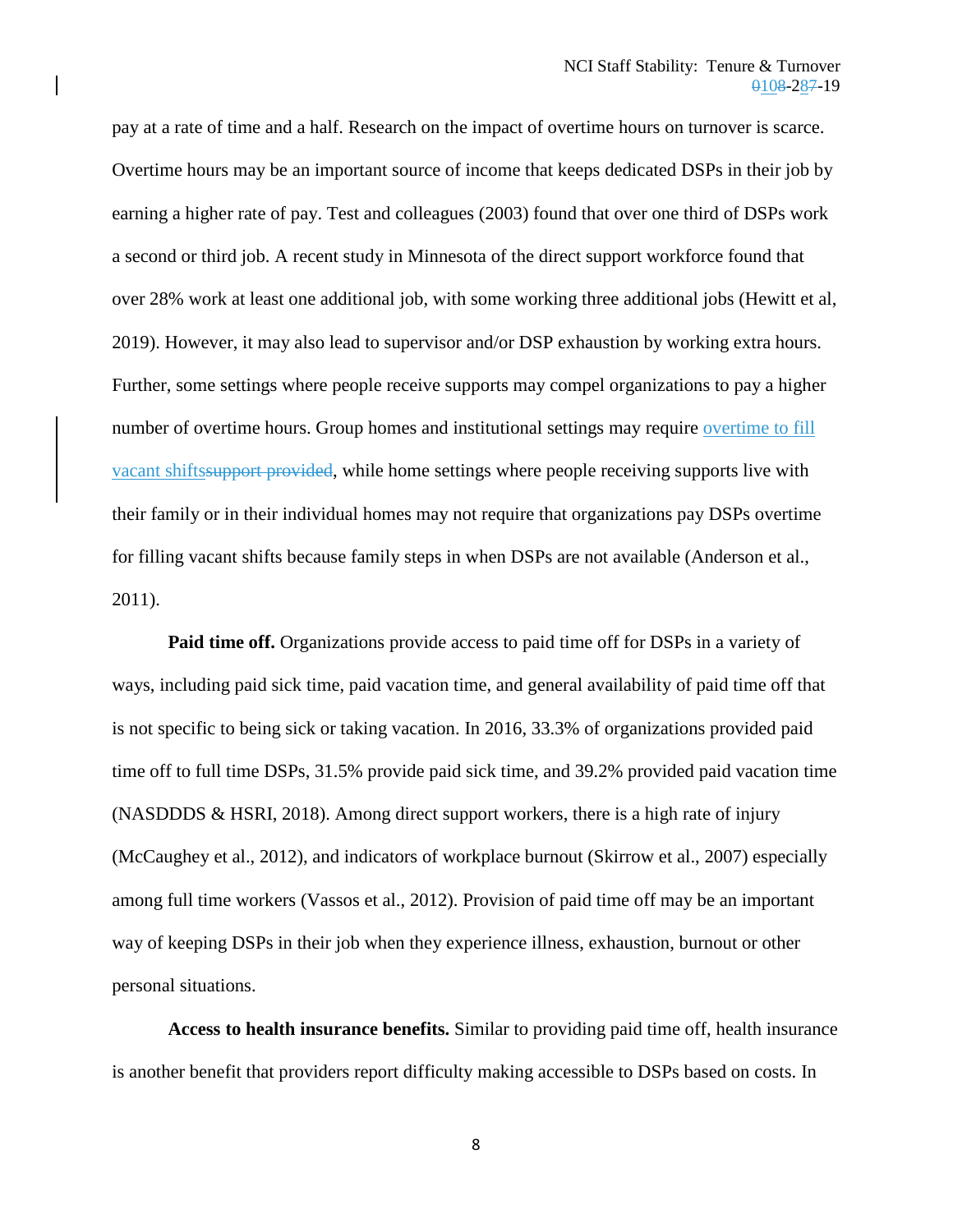pay at a rate of time and a half. Research on the impact of overtime hours on turnover is scarce. Overtime hours may be an important source of income that keeps dedicated DSPs in their job by earning a higher rate of pay. Test and colleagues (2003) found that over one third of DSPs work a second or third job. A recent study in Minnesota of the direct support workforce found that over 28% work at least one additional job, with some working three additional jobs (Hewitt et al, 2019). However, it may also lead to supervisor and/or DSP exhaustion by working extra hours. Further, some settings where people receive supports may compel organizations to pay a higher number of overtime hours. Group homes and institutional settings may require overtime to fill vacant shifts, while home settings where people receiving supports live with their family or in their individual homes may not require that organizations pay DSPs overtime for filling vacant shifts because family steps in when DSPs are not available (Anderson et al., 2011).

**Paid time off.** Organizations provide access to paid time off for DSPs in a variety of ways, including paid sick time, paid vacation time, and general availability of paid time off that is not specific to being sick or taking vacation. In 2016, 33.3% of organizations provided paid time off to full time DSPs, 31.5% provide paid sick time, and 39.2% provided paid vacation time (NASDDDS & HSRI, 2018). Among direct support workers, there is a high rate of injury (McCaughey et al., 2012), and indicators of workplace burnout (Skirrow et al., 2007) especially among full time workers (Vassos et al., 2012). Provision of paid time off may be an important way of keeping DSPs in their job when they experience illness, exhaustion, burnout or other personal situations.

**Access to health insurance benefits.** Similar to providing paid time off, health insurance is another benefit that providers report difficulty making accessible to DSPs based on costs. In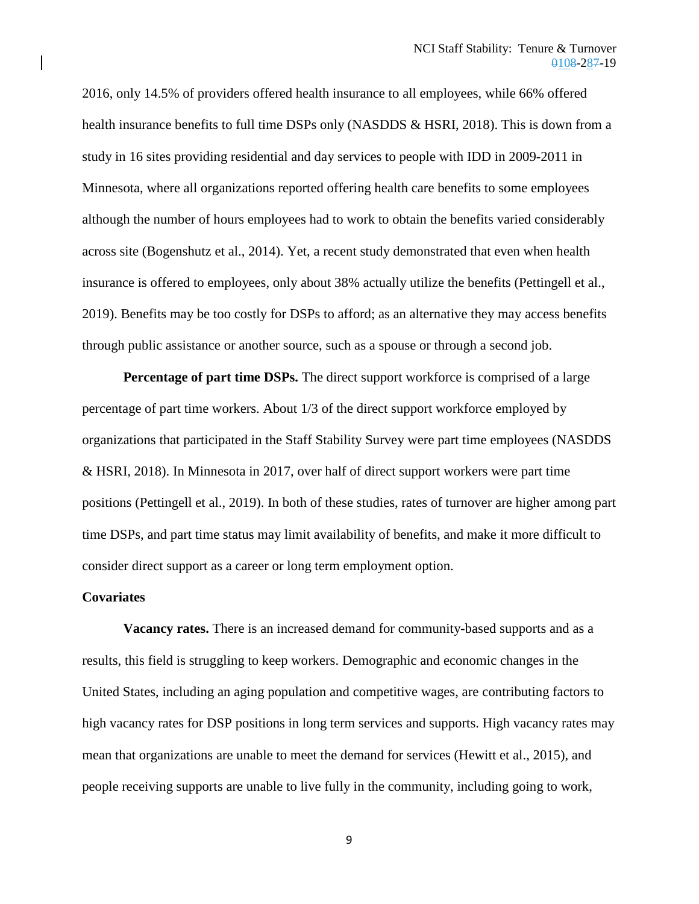2016, only 14.5% of providers offered health insurance to all employees, while 66% offered health insurance benefits to full time DSPs only (NASDDS & HSRI, 2018). This is down from a study in 16 sites providing residential and day services to people with IDD in 2009-2011 in Minnesota, where all organizations reported offering health care benefits to some employees although the number of hours employees had to work to obtain the benefits varied considerably across site (Bogenshutz et al., 2014). Yet, a recent study demonstrated that even when health insurance is offered to employees, only about 38% actually utilize the benefits (Pettingell et al., 2019). Benefits may be too costly for DSPs to afford; as an alternative they may access benefits through public assistance or another source, such as a spouse or through a second job.

**Percentage of part time DSPs.** The direct support workforce is comprised of a large percentage of part time workers. About 1/3 of the direct support workforce employed by organizations that participated in the Staff Stability Survey were part time employees (NASDDS & HSRI, 2018). In Minnesota in 2017, over half of direct support workers were part time positions (Pettingell et al., 2019). In both of these studies, rates of turnover are higher among part time DSPs, and part time status may limit availability of benefits, and make it more difficult to consider direct support as a career or long term employment option.

**Covariates**

**Vacancy rates.** There is an increased demand for community-based supports and as a results, this field is struggling to keep workers. Demographic and economic changes in the United States, including an aging population and competitive wages, are contributing factors to high vacancy rates for DSP positions in long term services and supports. High vacancy rates may mean that organizations are unable to meet the demand for services (Hewitt et al., 2015), and people receiving supports are unable to live fully in the community, including going to work,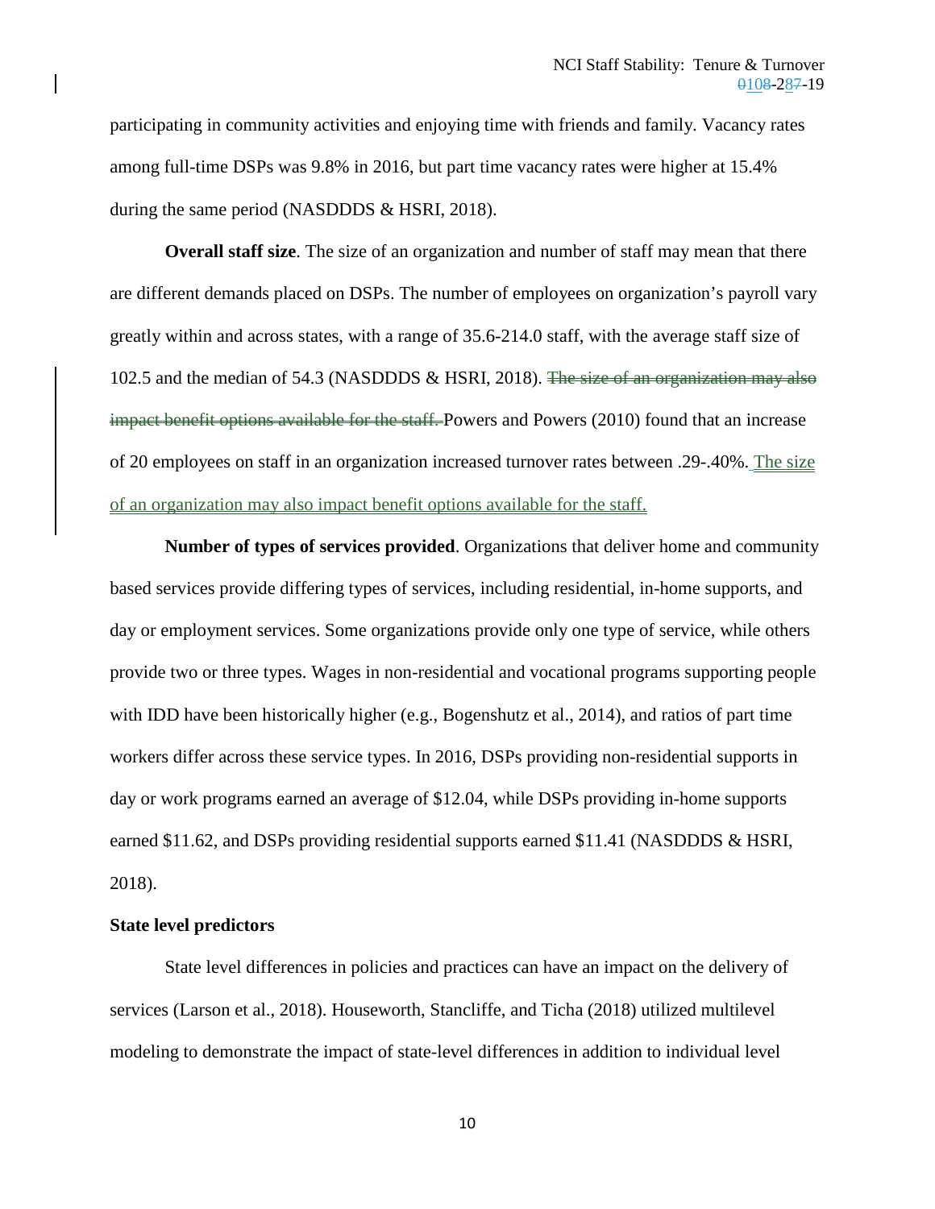participating in community activities and enjoying time with friends and family. Vacancy rates among full-time DSPs was 9.8% in 2016, but part time vacancy rates were higher at 15.4% during the same period (NASDDDS & HSRI, 2018).

**Overall staff size**. The size of an organization and number of staff may mean that there are different demands placed on DSPs. The number of employees on organization's payroll vary greatly within and across states, with a range of 35.6-214.0 staff, with the average staff size of 102.5 and the median of 54.3 (NASDDDS & HSRI, 2018). ~~The size of an organization may also impact benefit options available for the staff.~~ Powers and Powers (2010) found that an increase of 20 employees on staff in an organization increased turnover rates between .29-.40%. The size of an organization may also impact benefit options available for the staff.

**Number of types of services provided**. Organizations that deliver home and community based services provide differing types of services, including residential, in-home supports, and day or employment services. Some organizations provide only one type of service, while others provide two or three types. Wages in non-residential and vocational programs supporting people with IDD have been historically higher (e.g., Bogenshutz et al., 2014), and ratios of part time workers differ across these service types. In 2016, DSPs providing non-residential supports in day or work programs earned an average of $12.04, while DSPs providing in-home supports earned $11.62, and DSPs providing residential supports earned $11.41 (NASDDDS & HSRI, 2018).

**State level predictors**

State level differences in policies and practices can have an impact on the delivery of services (Larson et al., 2018). Houseworth, Stancliffe, and Ticha (2018) utilized multilevel modeling to demonstrate the impact of state-level differences in addition to individual level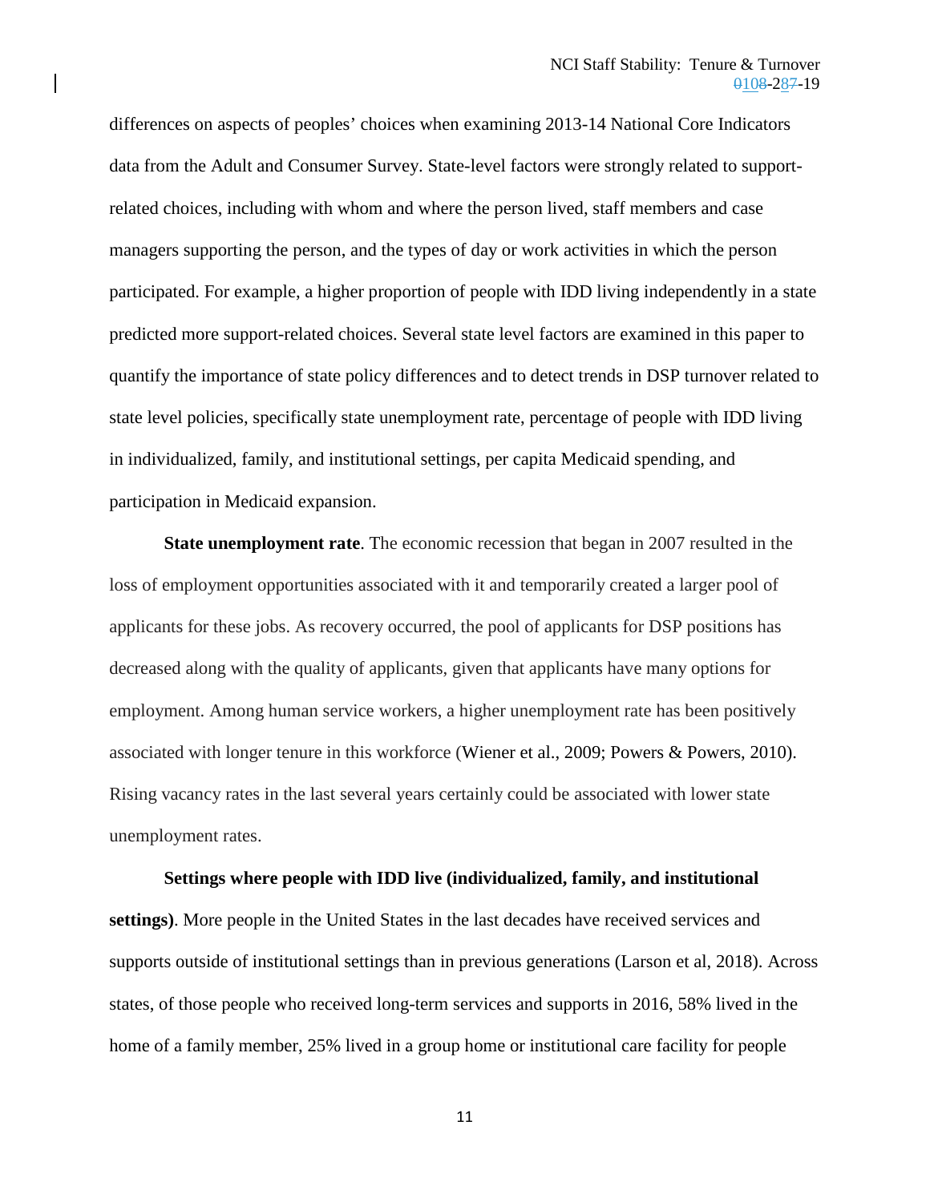differences on aspects of peoples' choices when examining 2013-14 National Core Indicators data from the Adult and Consumer Survey. State-level factors were strongly related to support-related choices, including with whom and where the person lived, staff members and case managers supporting the person, and the types of day or work activities in which the person participated. For example, a higher proportion of people with IDD living independently in a state predicted more support-related choices. Several state level factors are examined in this paper to quantify the importance of state policy differences and to detect trends in DSP turnover related to state level policies, specifically state unemployment rate, percentage of people with IDD living in individualized, family, and institutional settings, per capita Medicaid spending, and participation in Medicaid expansion.

**State unemployment rate**. The economic recession that began in 2007 resulted in the loss of employment opportunities associated with it and temporarily created a larger pool of applicants for these jobs. As recovery occurred, the pool of applicants for DSP positions has decreased along with the quality of applicants, given that applicants have many options for employment. Among human service workers, a higher unemployment rate has been positively associated with longer tenure in this workforce (Wiener et al., 2009; Powers & Powers, 2010). Rising vacancy rates in the last several years certainly could be associated with lower state unemployment rates.

**Settings where people with IDD live (individualized, family, and institutional settings)**. More people in the United States in the last decades have received services and supports outside of institutional settings than in previous generations (Larson et al, 2018). Across states, of those people who received long-term services and supports in 2016, 58% lived in the home of a family member, 25% lived in a group home or institutional care facility for people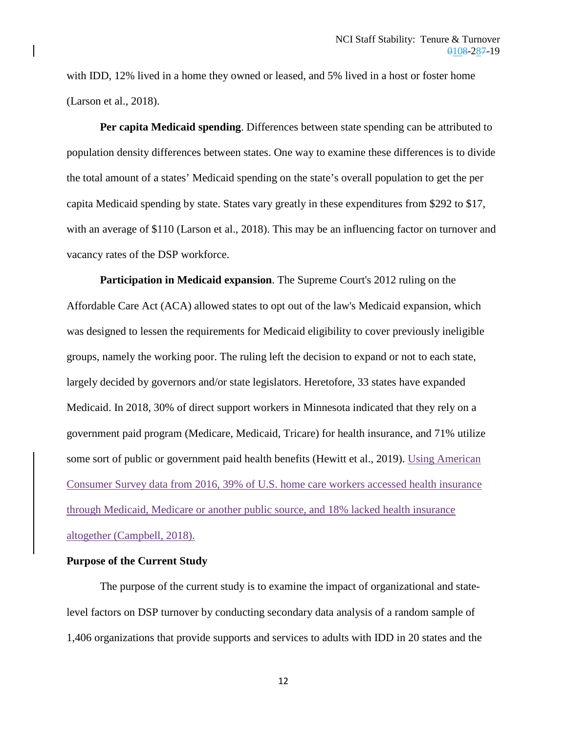with IDD, 12% lived in a home they owned or leased, and 5% lived in a host or foster home (Larson et al., 2018).

**Per capita Medicaid spending**. Differences between state spending can be attributed to population density differences between states. One way to examine these differences is to divide the total amount of a states' Medicaid spending on the state's overall population to get the per capita Medicaid spending by state. States vary greatly in these expenditures from $292 to $17, with an average of $110 (Larson et al., 2018). This may be an influencing factor on turnover and vacancy rates of the DSP workforce.

**Participation in Medicaid expansion**. The Supreme Court's 2012 ruling on the Affordable Care Act (ACA) allowed states to opt out of the law's Medicaid expansion, which was designed to lessen the requirements for Medicaid eligibility to cover previously ineligible groups, namely the working poor. The ruling left the decision to expand or not to each state, largely decided by governors and/or state legislators. Heretofore, 33 states have expanded Medicaid. In 2018, 30% of direct support workers in Minnesota indicated that they rely on a government paid program (Medicare, Medicaid, Tricare) for health insurance, and 71% utilize some sort of public or government paid health benefits (Hewitt et al., 2019). Using American Consumer Survey data from 2016, 39% of U.S. home care workers accessed health insurance through Medicaid, Medicare or another public source, and 18% lacked health insurance altogether (Campbell, 2018).

## Purpose of the Current Study

The purpose of the current study is to examine the impact of organizational and state-level factors on DSP turnover by conducting secondary data analysis of a random sample of 1,406 organizations that provide supports and services to adults with IDD in 20 states and the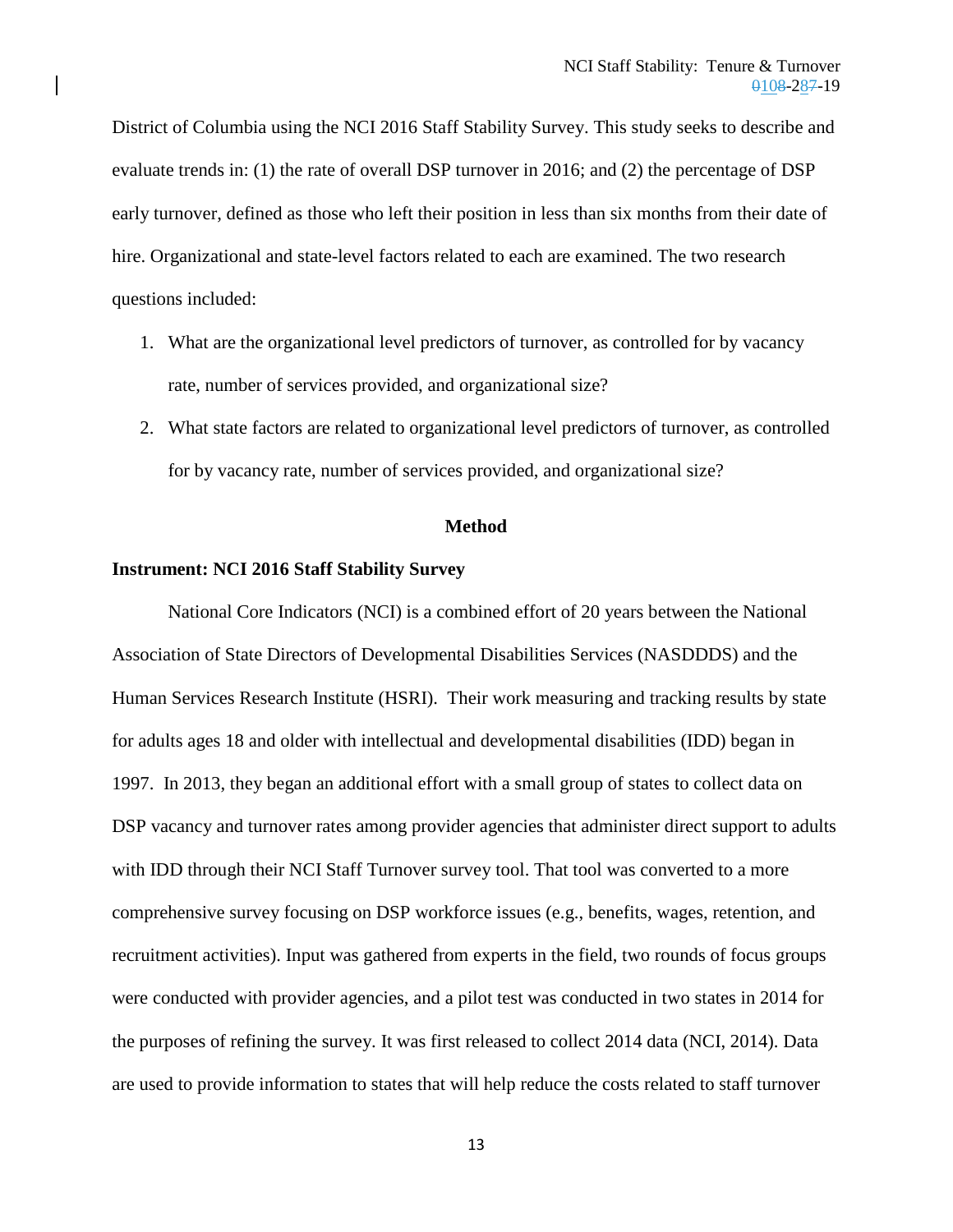District of Columbia using the NCI 2016 Staff Stability Survey. This study seeks to describe and evaluate trends in: (1) the rate of overall DSP turnover in 2016; and (2) the percentage of DSP early turnover, defined as those who left their position in less than six months from their date of hire. Organizational and state-level factors related to each are examined. The two research questions included:

1. What are the organizational level predictors of turnover, as controlled for by vacancy rate, number of services provided, and organizational size?
2. What state factors are related to organizational level predictors of turnover, as controlled for by vacancy rate, number of services provided, and organizational size?

## Method

### Instrument: NCI 2016 Staff Stability Survey

National Core Indicators (NCI) is a combined effort of 20 years between the National Association of State Directors of Developmental Disabilities Services (NASDDDS) and the Human Services Research Institute (HSRI). Their work measuring and tracking results by state for adults ages 18 and older with intellectual and developmental disabilities (IDD) began in 1997. In 2013, they began an additional effort with a small group of states to collect data on DSP vacancy and turnover rates among provider agencies that administer direct support to adults with IDD through their NCI Staff Turnover survey tool. That tool was converted to a more comprehensive survey focusing on DSP workforce issues (e.g., benefits, wages, retention, and recruitment activities). Input was gathered from experts in the field, two rounds of focus groups were conducted with provider agencies, and a pilot test was conducted in two states in 2014 for the purposes of refining the survey. It was first released to collect 2014 data (NCI, 2014). Data are used to provide information to states that will help reduce the costs related to staff turnover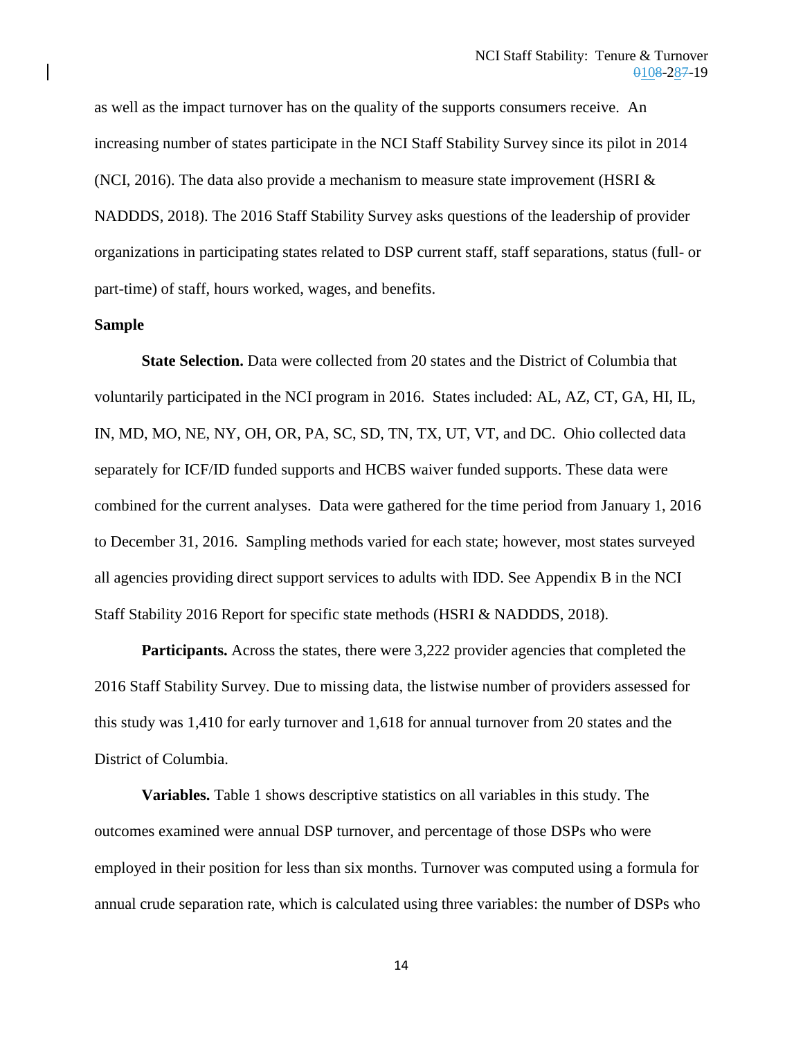as well as the impact turnover has on the quality of the supports consumers receive. An increasing number of states participate in the NCI Staff Stability Survey since its pilot in 2014 (NCI, 2016). The data also provide a mechanism to measure state improvement (HSRI & NADDDS, 2018). The 2016 Staff Stability Survey asks questions of the leadership of provider organizations in participating states related to DSP current staff, staff separations, status (full- or part-time) of staff, hours worked, wages, and benefits.

## Sample

**State Selection.** Data were collected from 20 states and the District of Columbia that voluntarily participated in the NCI program in 2016. States included: AL, AZ, CT, GA, HI, IL, IN, MD, MO, NE, NY, OH, OR, PA, SC, SD, TN, TX, UT, VT, and DC. Ohio collected data separately for ICF/ID funded supports and HCBS waiver funded supports. These data were combined for the current analyses. Data were gathered for the time period from January 1, 2016 to December 31, 2016. Sampling methods varied for each state; however, most states surveyed all agencies providing direct support services to adults with IDD. See Appendix B in the NCI Staff Stability 2016 Report for specific state methods (HSRI & NADDDS, 2018).

**Participants.** Across the states, there were 3,222 provider agencies that completed the 2016 Staff Stability Survey. Due to missing data, the listwise number of providers assessed for this study was 1,410 for early turnover and 1,618 for annual turnover from 20 states and the District of Columbia.

**Variables.** Table 1 shows descriptive statistics on all variables in this study. The outcomes examined were annual DSP turnover, and percentage of those DSPs who were employed in their position for less than six months. Turnover was computed using a formula for annual crude separation rate, which is calculated using three variables: the number of DSPs who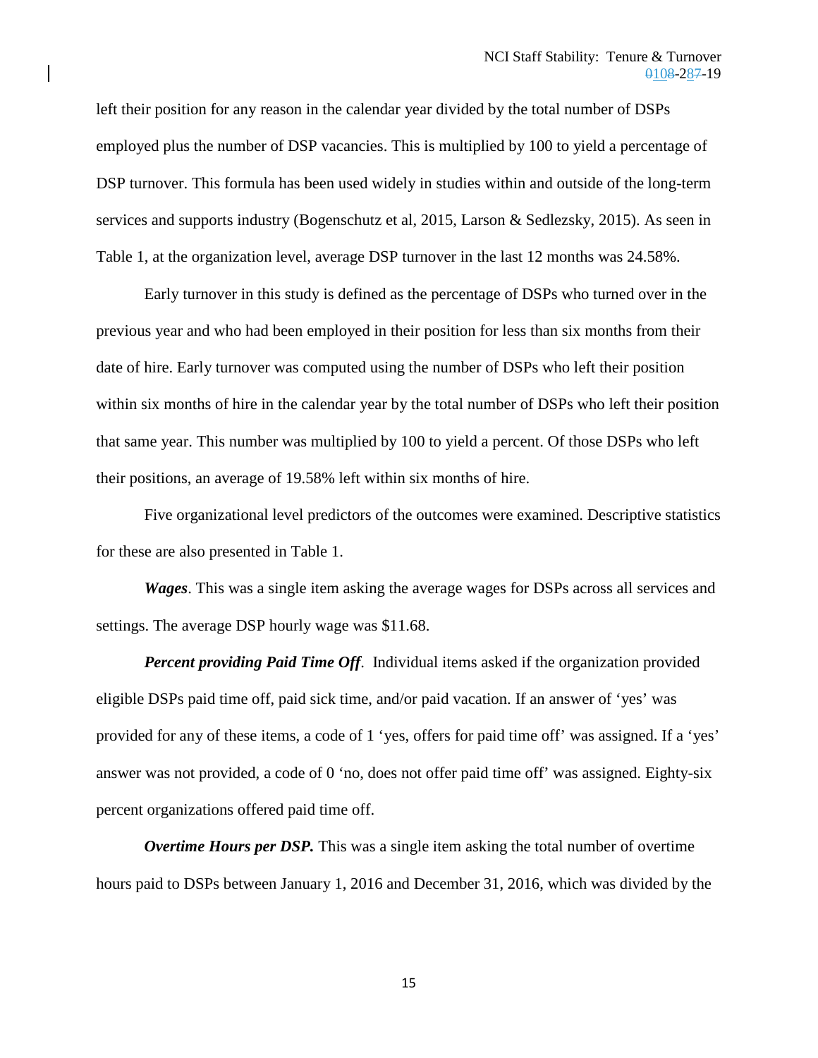left their position for any reason in the calendar year divided by the total number of DSPs employed plus the number of DSP vacancies. This is multiplied by 100 to yield a percentage of DSP turnover. This formula has been used widely in studies within and outside of the long-term services and supports industry (Bogenschutz et al, 2015, Larson & Sedlezsky, 2015). As seen in Table 1, at the organization level, average DSP turnover in the last 12 months was 24.58%.

Early turnover in this study is defined as the percentage of DSPs who turned over in the previous year and who had been employed in their position for less than six months from their date of hire. Early turnover was computed using the number of DSPs who left their position within six months of hire in the calendar year by the total number of DSPs who left their position that same year. This number was multiplied by 100 to yield a percent. Of those DSPs who left their positions, an average of 19.58% left within six months of hire.

Five organizational level predictors of the outcomes were examined. Descriptive statistics for these are also presented in Table 1.

***Wages***. This was a single item asking the average wages for DSPs across all services and settings. The average DSP hourly wage was $11.68.

***Percent providing Paid Time Off***. Individual items asked if the organization provided eligible DSPs paid time off, paid sick time, and/or paid vacation. If an answer of 'yes' was provided for any of these items, a code of 1 'yes, offers for paid time off' was assigned. If a 'yes' answer was not provided, a code of 0 'no, does not offer paid time off' was assigned. Eighty-six percent organizations offered paid time off.

***Overtime Hours per DSP.*** This was a single item asking the total number of overtime hours paid to DSPs between January 1, 2016 and December 31, 2016, which was divided by the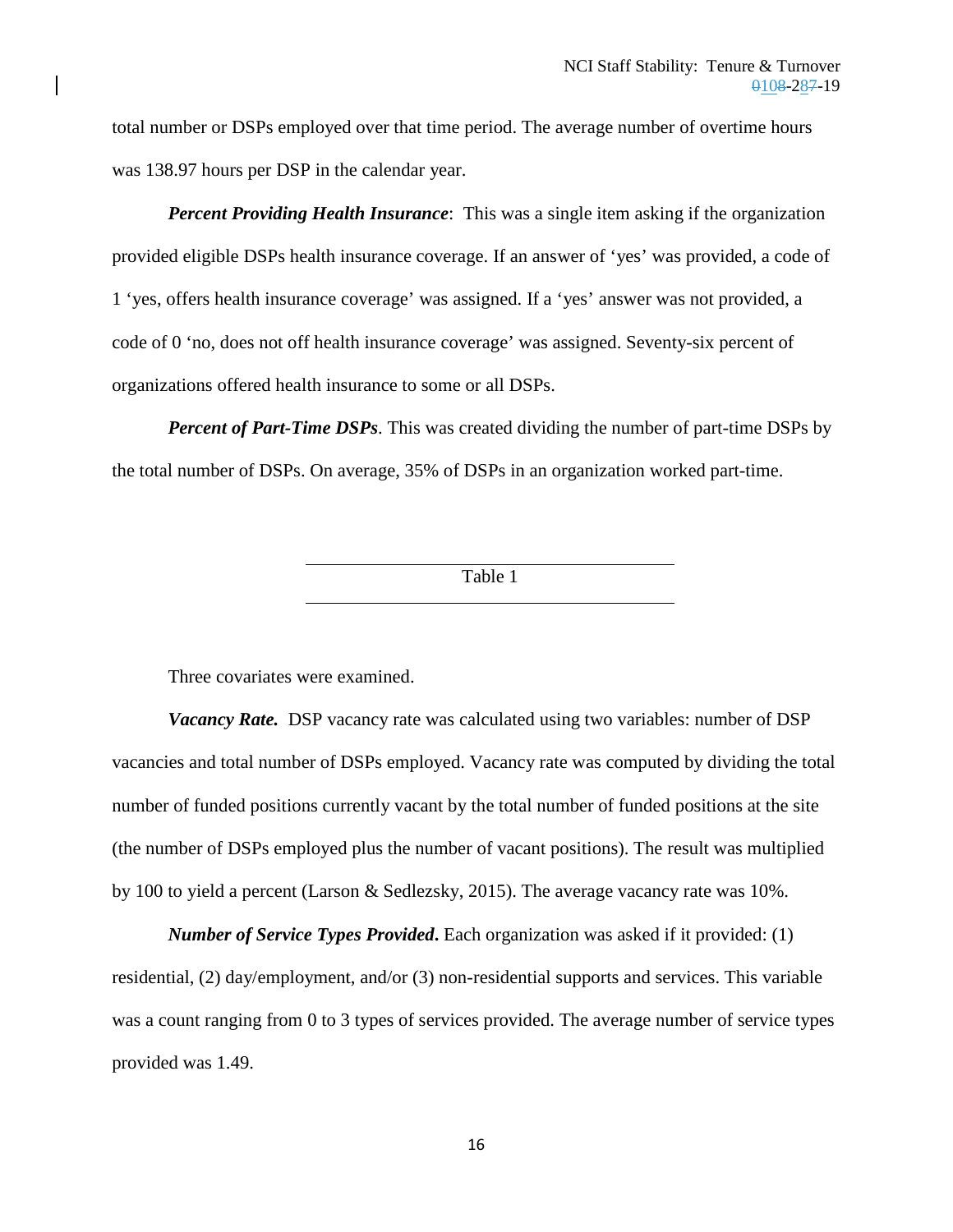total number or DSPs employed over that time period. The average number of overtime hours was 138.97 hours per DSP in the calendar year.

***Percent Providing Health Insurance***: This was a single item asking if the organization provided eligible DSPs health insurance coverage. If an answer of 'yes' was provided, a code of 1 'yes, offers health insurance coverage' was assigned. If a 'yes' answer was not provided, a code of 0 'no, does not off health insurance coverage' was assigned. Seventy-six percent of organizations offered health insurance to some or all DSPs.

***Percent of Part-Time DSPs***. This was created dividing the number of part-time DSPs by the total number of DSPs. On average, 35% of DSPs in an organization worked part-time.

Table 1

Three covariates were examined.

***Vacancy Rate.*** DSP vacancy rate was calculated using two variables: number of DSP vacancies and total number of DSPs employed. Vacancy rate was computed by dividing the total number of funded positions currently vacant by the total number of funded positions at the site (the number of DSPs employed plus the number of vacant positions). The result was multiplied by 100 to yield a percent (Larson & Sedlezsky, 2015). The average vacancy rate was 10%.

***Number of Service Types Provided*****.** Each organization was asked if it provided: (1) residential, (2) day/employment, and/or (3) non-residential supports and services. This variable was a count ranging from 0 to 3 types of services provided. The average number of service types provided was 1.49.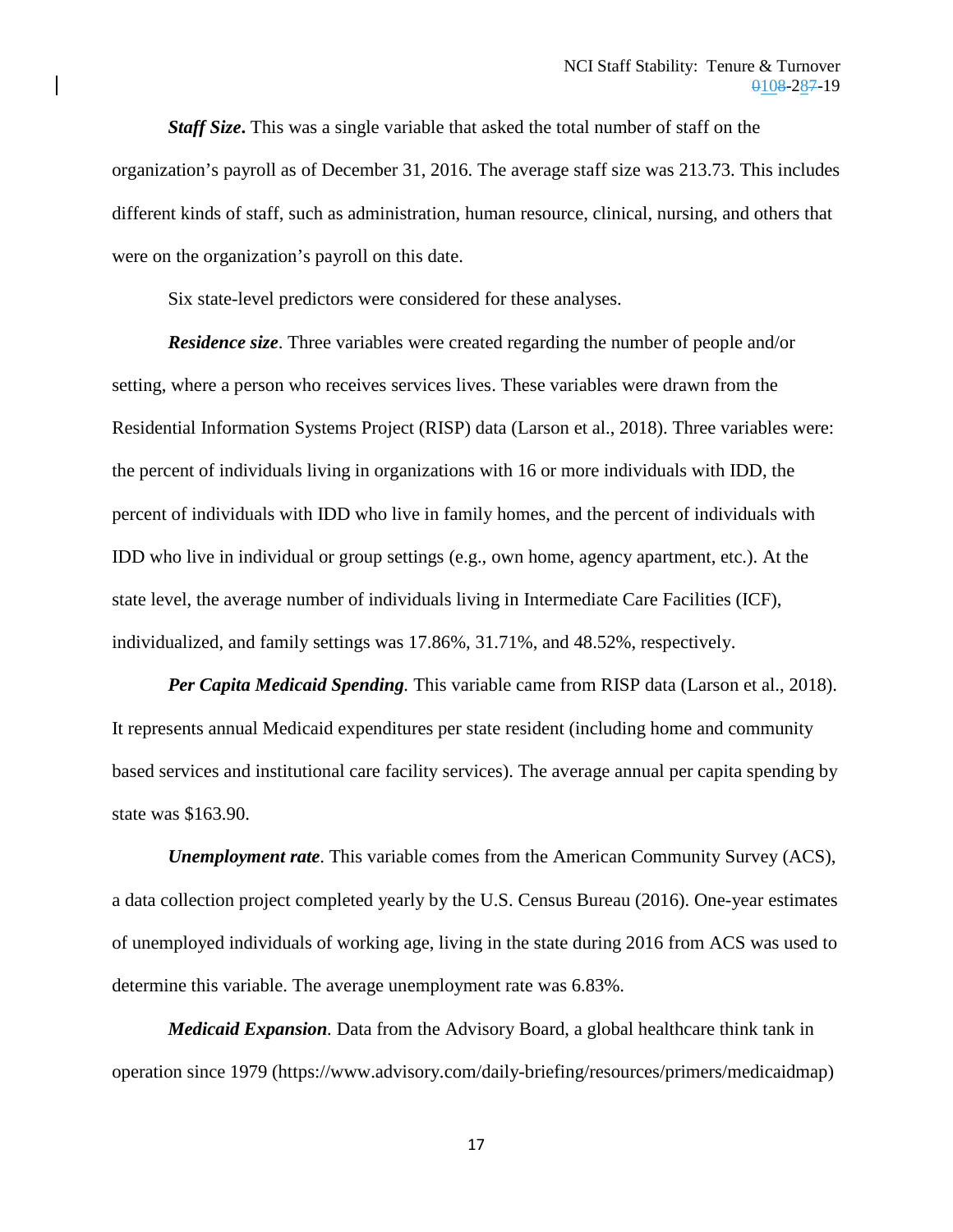***Staff Size*.** This was a single variable that asked the total number of staff on the organization's payroll as of December 31, 2016. The average staff size was 213.73. This includes different kinds of staff, such as administration, human resource, clinical, nursing, and others that were on the organization's payroll on this date.

Six state-level predictors were considered for these analyses.

***Residence size***. Three variables were created regarding the number of people and/or setting, where a person who receives services lives. These variables were drawn from the Residential Information Systems Project (RISP) data (Larson et al., 2018). Three variables were: the percent of individuals living in organizations with 16 or more individuals with IDD, the percent of individuals with IDD who live in family homes, and the percent of individuals with IDD who live in individual or group settings (e.g., own home, agency apartment, etc.). At the state level, the average number of individuals living in Intermediate Care Facilities (ICF), individualized, and family settings was 17.86%, 31.71%, and 48.52%, respectively.

***Per Capita Medicaid Spending.*** This variable came from RISP data (Larson et al., 2018). It represents annual Medicaid expenditures per state resident (including home and community based services and institutional care facility services). The average annual per capita spending by state was $163.90.

***Unemployment rate***. This variable comes from the American Community Survey (ACS), a data collection project completed yearly by the U.S. Census Bureau (2016). One-year estimates of unemployed individuals of working age, living in the state during 2016 from ACS was used to determine this variable. The average unemployment rate was 6.83%.

***Medicaid Expansion***. Data from the Advisory Board, a global healthcare think tank in operation since 1979 (https://www.advisory.com/daily-briefing/resources/primers/medicaidmap)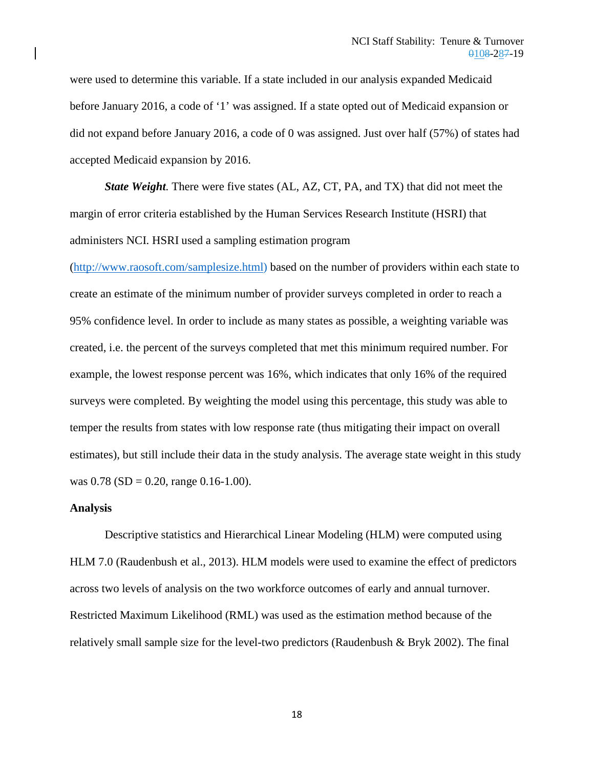were used to determine this variable. If a state included in our analysis expanded Medicaid before January 2016, a code of '1' was assigned. If a state opted out of Medicaid expansion or did not expand before January 2016, a code of 0 was assigned. Just over half (57%) of states had accepted Medicaid expansion by 2016.

***State Weight.*** There were five states (AL, AZ, CT, PA, and TX) that did not meet the margin of error criteria established by the Human Services Research Institute (HSRI) that administers NCI. HSRI used a sampling estimation program (http://www.raosoft.com/samplesize.html) based on the number of providers within each state to create an estimate of the minimum number of provider surveys completed in order to reach a 95% confidence level. In order to include as many states as possible, a weighting variable was created, i.e. the percent of the surveys completed that met this minimum required number. For example, the lowest response percent was 16%, which indicates that only 16% of the required surveys were completed. By weighting the model using this percentage, this study was able to temper the results from states with low response rate (thus mitigating their impact on overall estimates), but still include their data in the study analysis. The average state weight in this study was 0.78 (SD = 0.20, range 0.16-1.00).

**Analysis**

Descriptive statistics and Hierarchical Linear Modeling (HLM) were computed using HLM 7.0 (Raudenbush et al., 2013). HLM models were used to examine the effect of predictors across two levels of analysis on the two workforce outcomes of early and annual turnover. Restricted Maximum Likelihood (RML) was used as the estimation method because of the relatively small sample size for the level-two predictors (Raudenbush & Bryk 2002). The final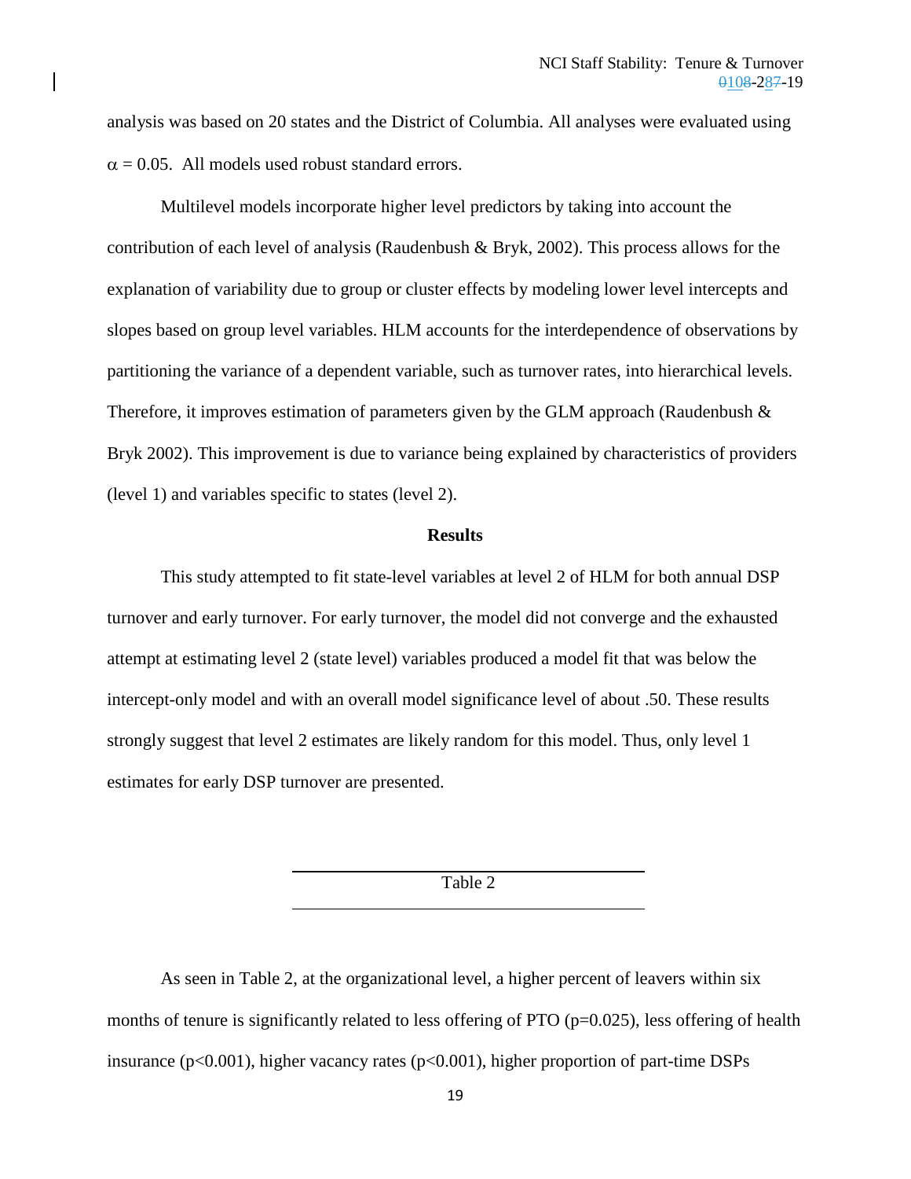analysis was based on 20 states and the District of Columbia. All analyses were evaluated using $\alpha = 0.05$. All models used robust standard errors.

Multilevel models incorporate higher level predictors by taking into account the contribution of each level of analysis (Raudenbush & Bryk, 2002). This process allows for the explanation of variability due to group or cluster effects by modeling lower level intercepts and slopes based on group level variables. HLM accounts for the interdependence of observations by partitioning the variance of a dependent variable, such as turnover rates, into hierarchical levels. Therefore, it improves estimation of parameters given by the GLM approach (Raudenbush & Bryk 2002). This improvement is due to variance being explained by characteristics of providers (level 1) and variables specific to states (level 2).

## Results

This study attempted to fit state-level variables at level 2 of HLM for both annual DSP turnover and early turnover. For early turnover, the model did not converge and the exhausted attempt at estimating level 2 (state level) variables produced a model fit that was below the intercept-only model and with an overall model significance level of about .50. These results strongly suggest that level 2 estimates are likely random for this model. Thus, only level 1 estimates for early DSP turnover are presented.

Table 2

As seen in Table 2, at the organizational level, a higher percent of leavers within six months of tenure is significantly related to less offering of PTO ($p=0.025$), less offering of health insurance ($p<0.001$), higher vacancy rates ($p<0.001$), higher proportion of part-time DSPs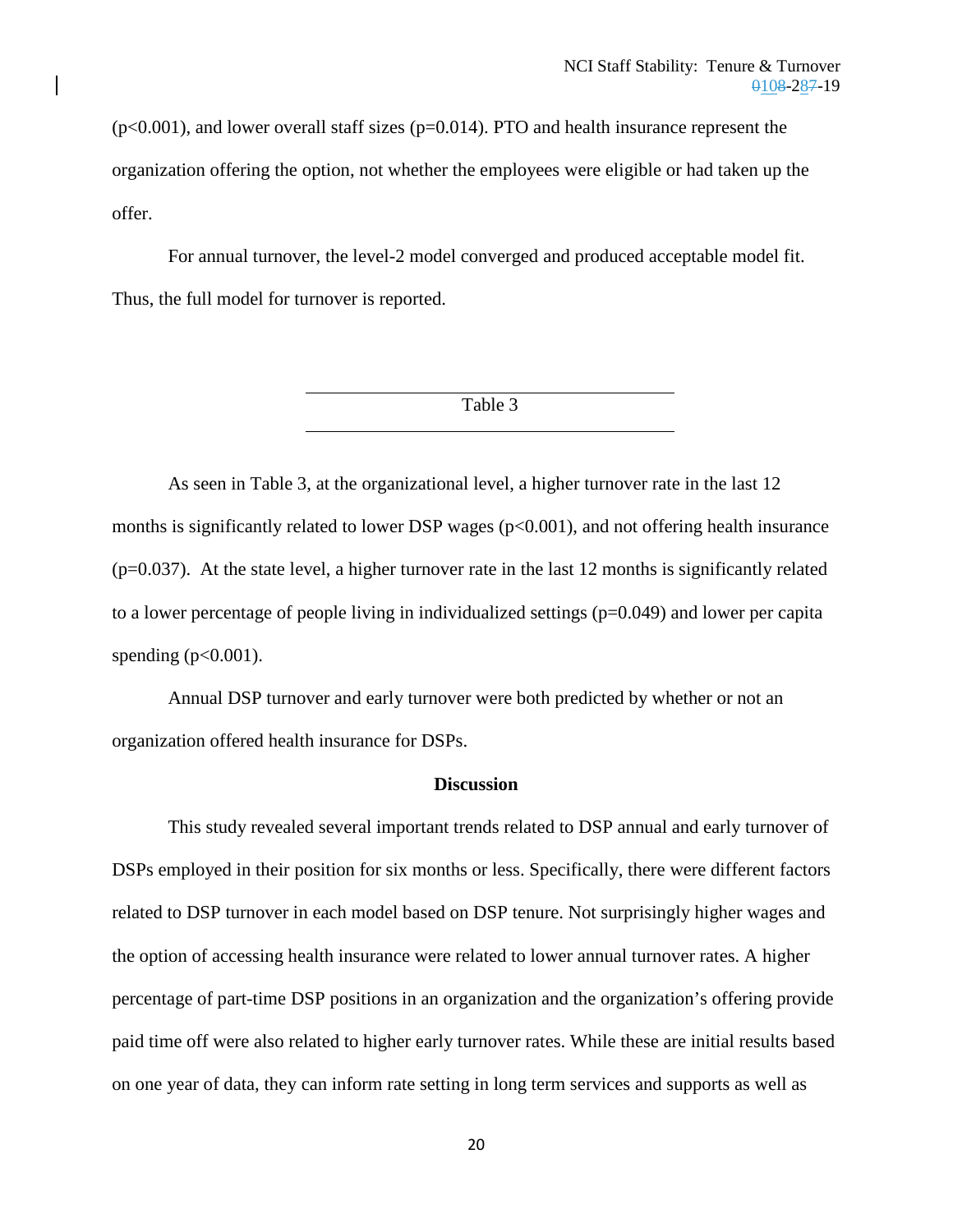($p<0.001$), and lower overall staff sizes ($p=0.014$). PTO and health insurance represent the organization offering the option, not whether the employees were eligible or had taken up the offer.

For annual turnover, the level-2 model converged and produced acceptable model fit. Thus, the full model for turnover is reported.

Table 3

As seen in Table 3, at the organizational level, a higher turnover rate in the last 12 months is significantly related to lower DSP wages ($p<0.001$), and not offering health insurance ($p=0.037$). At the state level, a higher turnover rate in the last 12 months is significantly related to a lower percentage of people living in individualized settings ($p=0.049$) and lower per capita spending ($p<0.001$).

Annual DSP turnover and early turnover were both predicted by whether or not an organization offered health insurance for DSPs.

## Discussion

This study revealed several important trends related to DSP annual and early turnover of DSPs employed in their position for six months or less. Specifically, there were different factors related to DSP turnover in each model based on DSP tenure. Not surprisingly higher wages and the option of accessing health insurance were related to lower annual turnover rates. A higher percentage of part-time DSP positions in an organization and the organization's offering provide paid time off were also related to higher early turnover rates. While these are initial results based on one year of data, they can inform rate setting in long term services and supports as well as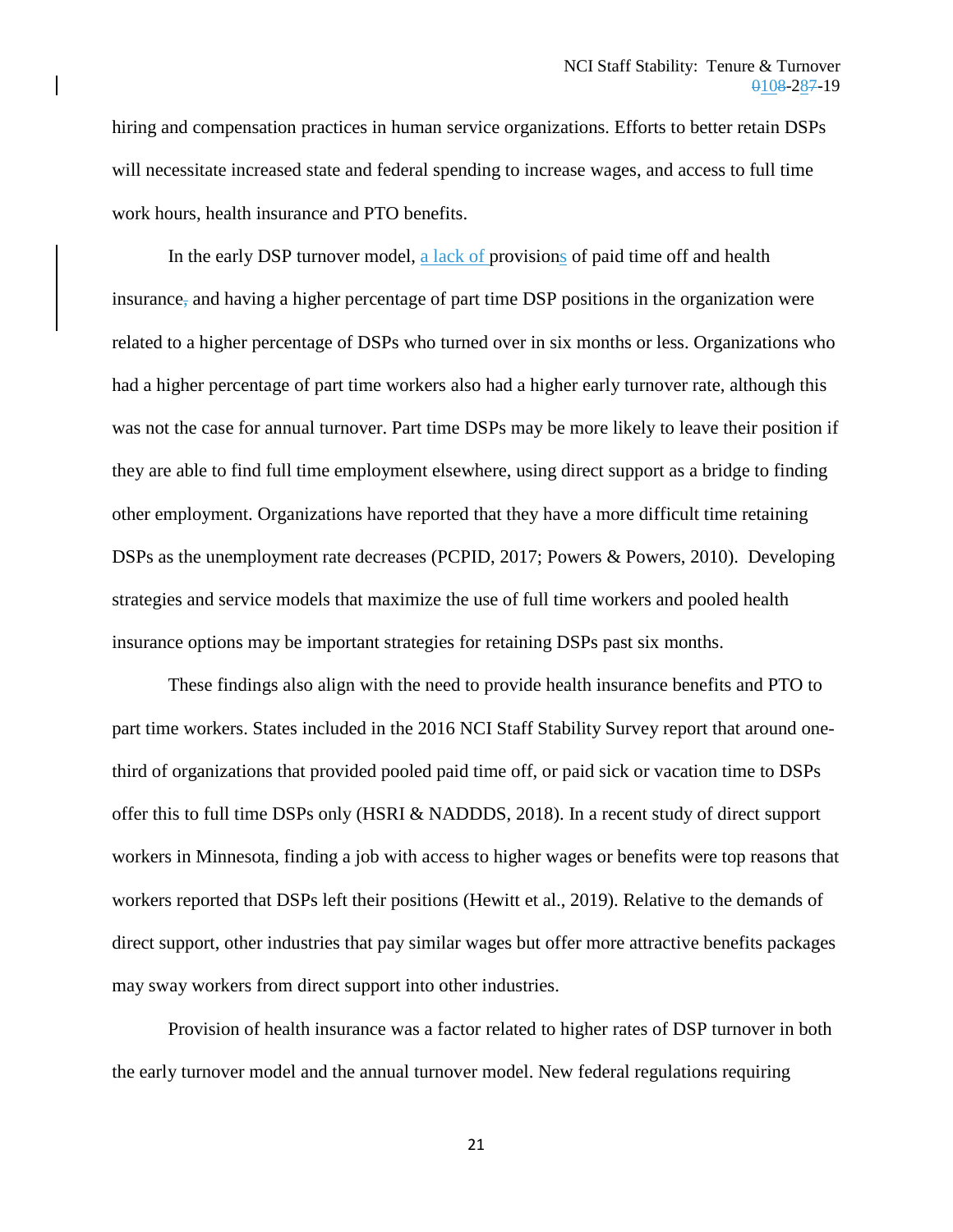hiring and compensation practices in human service organizations. Efforts to better retain DSPs will necessitate increased state and federal spending to increase wages, and access to full time work hours, health insurance and PTO benefits.

In the early DSP turnover model, a lack of provisions of paid time off and health insurance, and having a higher percentage of part time DSP positions in the organization were related to a higher percentage of DSPs who turned over in six months or less. Organizations who had a higher percentage of part time workers also had a higher early turnover rate, although this was not the case for annual turnover. Part time DSPs may be more likely to leave their position if they are able to find full time employment elsewhere, using direct support as a bridge to finding other employment. Organizations have reported that they have a more difficult time retaining DSPs as the unemployment rate decreases (PCPID, 2017; Powers & Powers, 2010). Developing strategies and service models that maximize the use of full time workers and pooled health insurance options may be important strategies for retaining DSPs past six months.

These findings also align with the need to provide health insurance benefits and PTO to part time workers. States included in the 2016 NCI Staff Stability Survey report that around one-third of organizations that provided pooled paid time off, or paid sick or vacation time to DSPs offer this to full time DSPs only (HSRI & NADDDS, 2018). In a recent study of direct support workers in Minnesota, finding a job with access to higher wages or benefits were top reasons that workers reported that DSPs left their positions (Hewitt et al., 2019). Relative to the demands of direct support, other industries that pay similar wages but offer more attractive benefits packages may sway workers from direct support into other industries.

Provision of health insurance was a factor related to higher rates of DSP turnover in both the early turnover model and the annual turnover model. New federal regulations requiring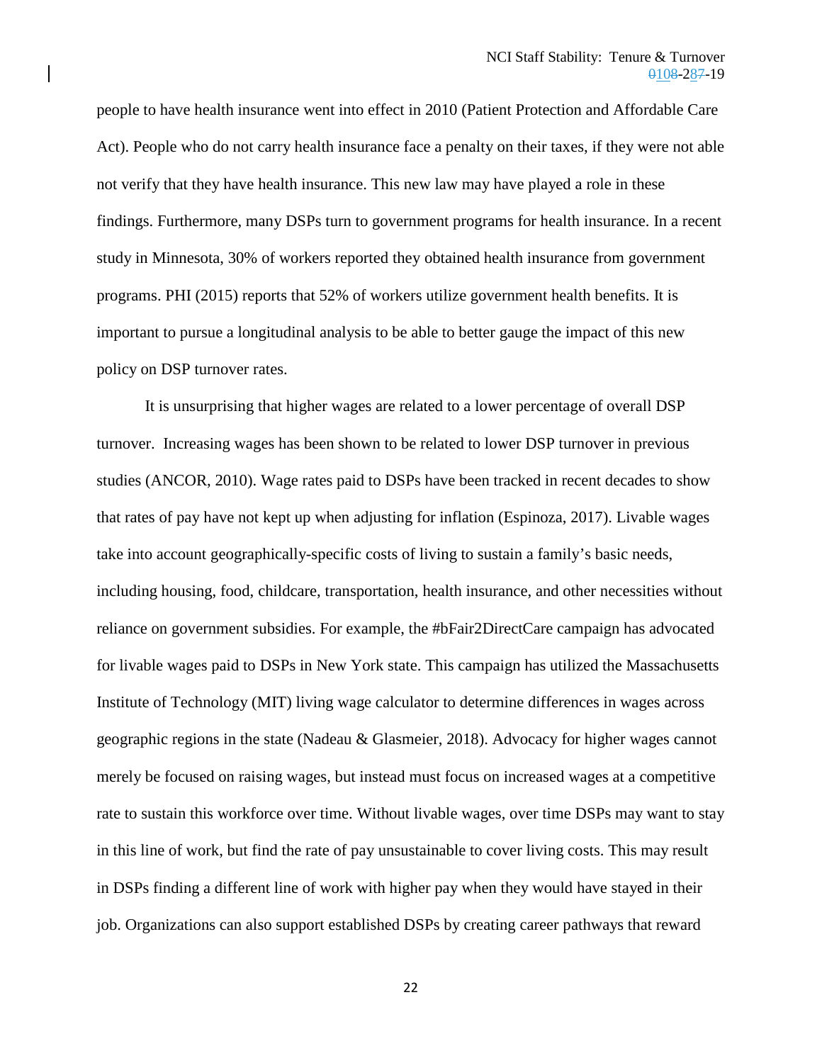people to have health insurance went into effect in 2010 (Patient Protection and Affordable Care Act). People who do not carry health insurance face a penalty on their taxes, if they were not able not verify that they have health insurance. This new law may have played a role in these findings. Furthermore, many DSPs turn to government programs for health insurance. In a recent study in Minnesota, 30% of workers reported they obtained health insurance from government programs. PHI (2015) reports that 52% of workers utilize government health benefits. It is important to pursue a longitudinal analysis to be able to better gauge the impact of this new policy on DSP turnover rates.

It is unsurprising that higher wages are related to a lower percentage of overall DSP turnover. Increasing wages has been shown to be related to lower DSP turnover in previous studies (ANCOR, 2010). Wage rates paid to DSPs have been tracked in recent decades to show that rates of pay have not kept up when adjusting for inflation (Espinoza, 2017). Livable wages take into account geographically-specific costs of living to sustain a family's basic needs, including housing, food, childcare, transportation, health insurance, and other necessities without reliance on government subsidies. For example, the #bFair2DirectCare campaign has advocated for livable wages paid to DSPs in New York state. This campaign has utilized the Massachusetts Institute of Technology (MIT) living wage calculator to determine differences in wages across geographic regions in the state (Nadeau & Glasmeier, 2018). Advocacy for higher wages cannot merely be focused on raising wages, but instead must focus on increased wages at a competitive rate to sustain this workforce over time. Without livable wages, over time DSPs may want to stay in this line of work, but find the rate of pay unsustainable to cover living costs. This may result in DSPs finding a different line of work with higher pay when they would have stayed in their job. Organizations can also support established DSPs by creating career pathways that reward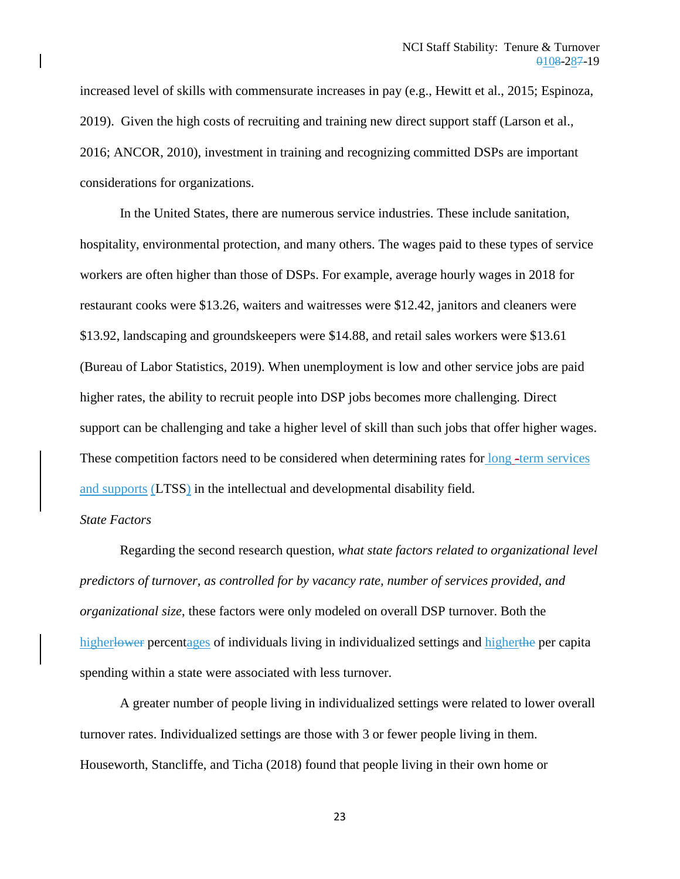increased level of skills with commensurate increases in pay (e.g., Hewitt et al., 2015; Espinoza, 2019). Given the high costs of recruiting and training new direct support staff (Larson et al., 2016; ANCOR, 2010), investment in training and recognizing committed DSPs are important considerations for organizations.

In the United States, there are numerous service industries. These include sanitation, hospitality, environmental protection, and many others. The wages paid to these types of service workers are often higher than those of DSPs. For example, average hourly wages in 2018 for restaurant cooks were $13.26, waiters and waitresses were $12.42, janitors and cleaners were $13.92, landscaping and groundskeepers were $14.88, and retail sales workers were $13.61 (Bureau of Labor Statistics, 2019). When unemployment is low and other service jobs are paid higher rates, the ability to recruit people into DSP jobs becomes more challenging. Direct support can be challenging and take a higher level of skill than such jobs that offer higher wages. These competition factors need to be considered when determining rates for long term services and supports (LTSS) in the intellectual and developmental disability field.

*State Factors*

Regarding the second research question, *what state factors related to organizational level predictors of turnover, as controlled for by vacancy rate, number of services provided, and organizational size*, these factors were only modeled on overall DSP turnover. Both the higher percentages of individuals living in individualized settings and higher per capita spending within a state were associated with less turnover.

A greater number of people living in individualized settings were related to lower overall turnover rates. Individualized settings are those with 3 or fewer people living in them. Houseworth, Stancliffe, and Ticha (2018) found that people living in their own home or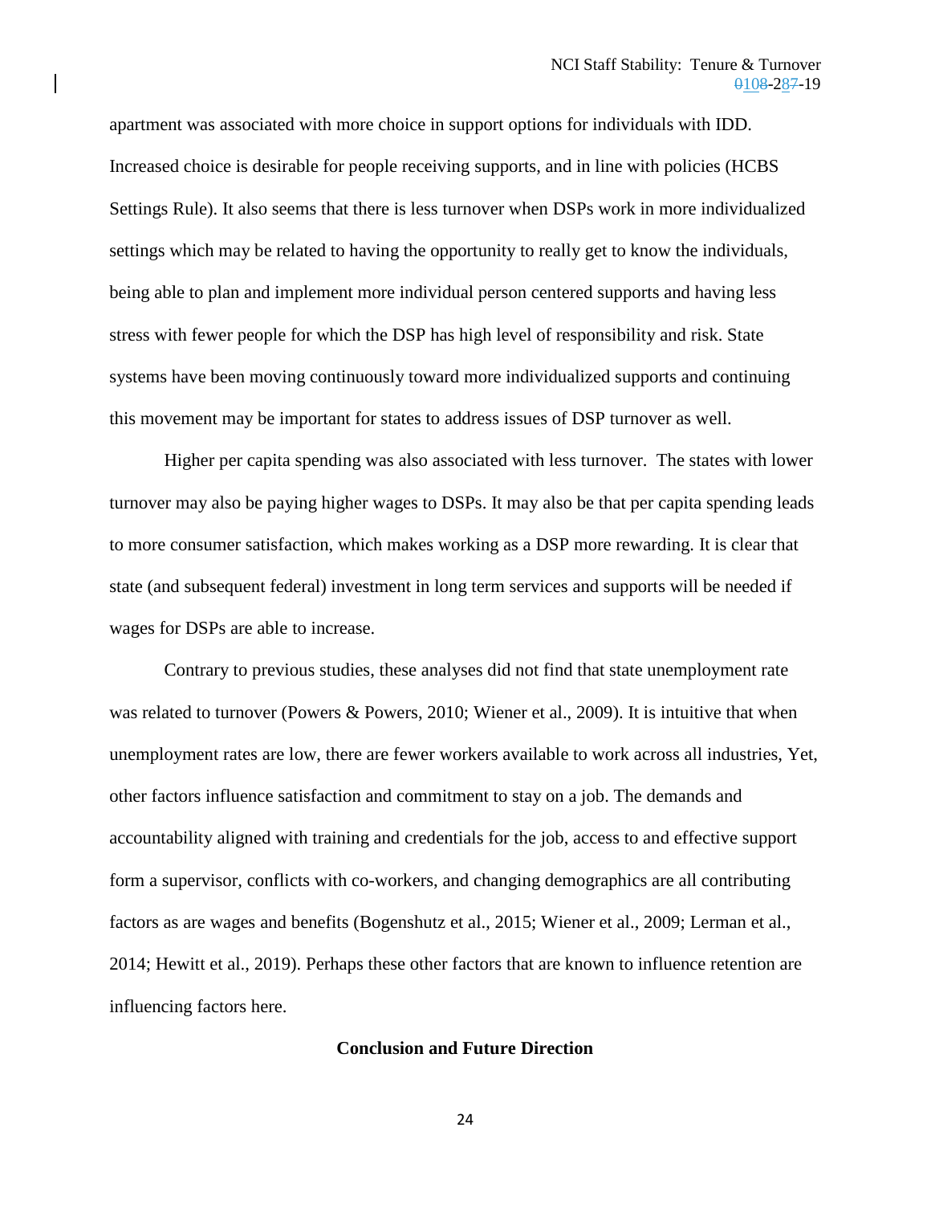apartment was associated with more choice in support options for individuals with IDD. Increased choice is desirable for people receiving supports, and in line with policies (HCBS Settings Rule). It also seems that there is less turnover when DSPs work in more individualized settings which may be related to having the opportunity to really get to know the individuals, being able to plan and implement more individual person centered supports and having less stress with fewer people for which the DSP has high level of responsibility and risk. State systems have been moving continuously toward more individualized supports and continuing this movement may be important for states to address issues of DSP turnover as well.

Higher per capita spending was also associated with less turnover. The states with lower turnover may also be paying higher wages to DSPs. It may also be that per capita spending leads to more consumer satisfaction, which makes working as a DSP more rewarding. It is clear that state (and subsequent federal) investment in long term services and supports will be needed if wages for DSPs are able to increase.

Contrary to previous studies, these analyses did not find that state unemployment rate was related to turnover (Powers & Powers, 2010; Wiener et al., 2009). It is intuitive that when unemployment rates are low, there are fewer workers available to work across all industries, Yet, other factors influence satisfaction and commitment to stay on a job. The demands and accountability aligned with training and credentials for the job, access to and effective support form a supervisor, conflicts with co-workers, and changing demographics are all contributing factors as are wages and benefits (Bogenshutz et al., 2015; Wiener et al., 2009; Lerman et al., 2014; Hewitt et al., 2019). Perhaps these other factors that are known to influence retention are influencing factors here.

## Conclusion and Future Direction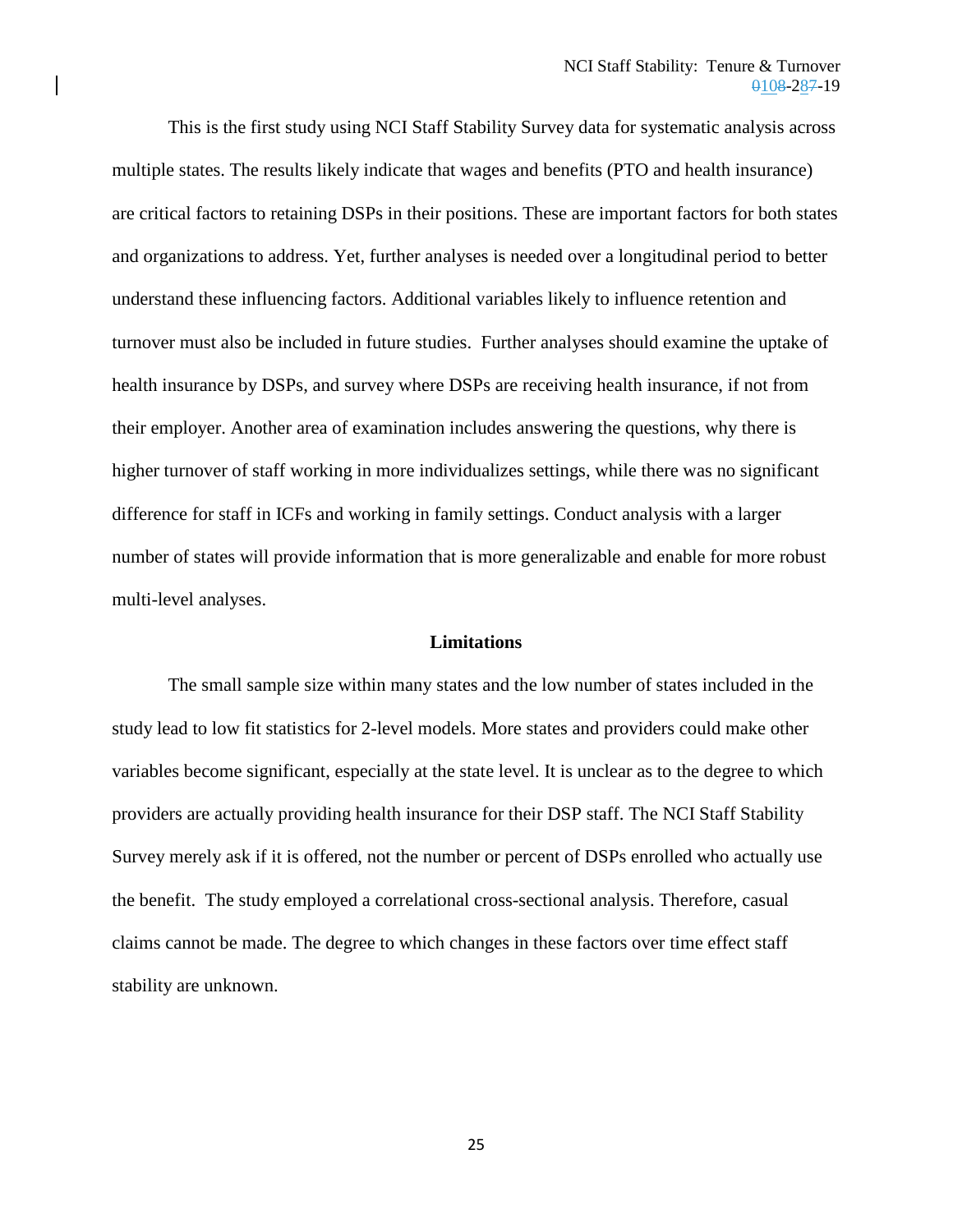This is the first study using NCI Staff Stability Survey data for systematic analysis across multiple states. The results likely indicate that wages and benefits (PTO and health insurance) are critical factors to retaining DSPs in their positions. These are important factors for both states and organizations to address. Yet, further analyses is needed over a longitudinal period to better understand these influencing factors. Additional variables likely to influence retention and turnover must also be included in future studies. Further analyses should examine the uptake of health insurance by DSPs, and survey where DSPs are receiving health insurance, if not from their employer. Another area of examination includes answering the questions, why there is higher turnover of staff working in more individualizes settings, while there was no significant difference for staff in ICFs and working in family settings. Conduct analysis with a larger number of states will provide information that is more generalizable and enable for more robust multi-level analyses.

## Limitations

The small sample size within many states and the low number of states included in the study lead to low fit statistics for 2-level models. More states and providers could make other variables become significant, especially at the state level. It is unclear as to the degree to which providers are actually providing health insurance for their DSP staff. The NCI Staff Stability Survey merely ask if it is offered, not the number or percent of DSPs enrolled who actually use the benefit. The study employed a correlational cross-sectional analysis. Therefore, casual claims cannot be made. The degree to which changes in these factors over time effect staff stability are unknown.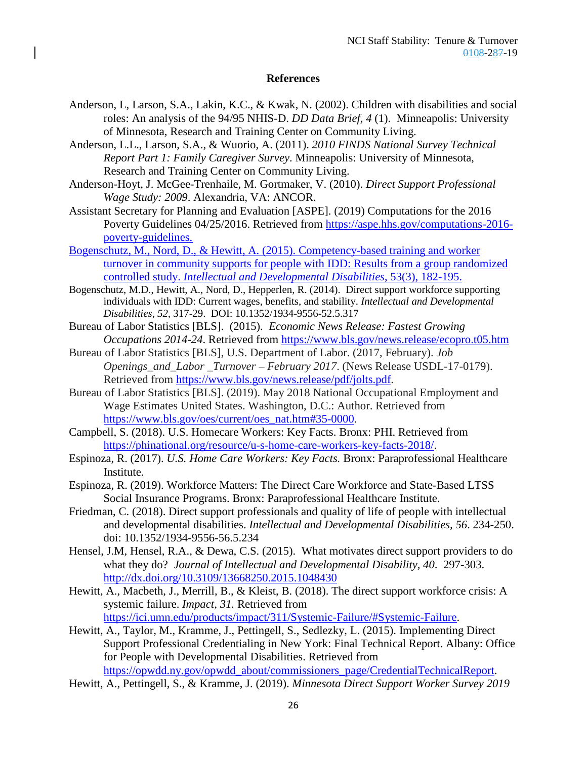## References

Anderson, L, Larson, S.A., Lakin, K.C., & Kwak, N. (2002). Children with disabilities and social roles: An analysis of the 94/95 NHIS-D. *DD Data Brief, 4* (1). Minneapolis: University of Minnesota, Research and Training Center on Community Living.

Anderson, L.L., Larson, S.A., & Wuorio, A. (2011). *2010 FINDS National Survey Technical Report Part 1: Family Caregiver Survey*. Minneapolis: University of Minnesota, Research and Training Center on Community Living.

Anderson-Hoyt, J. McGee-Trenhaile, M. Gortmaker, V. (2010). *Direct Support Professional Wage Study: 2009*. Alexandria, VA: ANCOR.

Assistant Secretary for Planning and Evaluation [ASPE]. (2019) Computations for the 2016 Poverty Guidelines 04/25/2016. Retrieved from https://aspe.hhs.gov/computations-2016-poverty-guidelines.

Bogenschutz, M., Nord, D., & Hewitt, A. (2015). Competency-based training and worker turnover in community supports for people with IDD: Results from a group randomized controlled study. *Intellectual and Developmental Disabilities*, 53(3), 182-195.

Bogenschutz, M.D., Hewitt, A., Nord, D., Hepperlen, R. (2014). Direct support workforce supporting individuals with IDD: Current wages, benefits, and stability. *Intellectual and Developmental Disabilities, 52*, 317-29. DOI: 10.1352/1934-9556-52.5.317

Bureau of Labor Statistics [BLS]. (2015). *Economic News Release: Fastest Growing Occupations 2014-24*. Retrieved from https://www.bls.gov/news.release/ecopro.t05.htm

Bureau of Labor Statistics [BLS], U.S. Department of Labor. (2017, February). *Job Openings_and_Labor _Turnover – February 2017*. (News Release USDL-17-0179). Retrieved from https://www.bls.gov/news.release/pdf/jolts.pdf.

Bureau of Labor Statistics [BLS]. (2019). May 2018 National Occupational Employment and Wage Estimates United States. Washington, D.C.: Author. Retrieved from https://www.bls.gov/oes/current/oes_nat.htm#35-0000.

Campbell, S. (2018). U.S. Homecare Workers: Key Facts. Bronx: PHI. Retrieved from https://phinational.org/resource/u-s-home-care-workers-key-facts-2018/.

Espinoza, R. (2017). *U.S. Home Care Workers: Key Facts.* Bronx: Paraprofessional Healthcare Institute.

Espinoza, R. (2019). Workforce Matters: The Direct Care Workforce and State-Based LTSS Social Insurance Programs. Bronx: Paraprofessional Healthcare Institute.

Friedman, C. (2018). Direct support professionals and quality of life of people with intellectual and developmental disabilities. *Intellectual and Developmental Disabilities, 56*. 234-250. doi: 10.1352/1934-9556-56.5.234

Hensel, J.M, Hensel, R.A., & Dewa, C.S. (2015). What motivates direct support providers to do what they do? *Journal of Intellectual and Developmental Disability, 40*. 297-303. http://dx.doi.org/10.3109/13668250.2015.1048430

Hewitt, A., Macbeth, J., Merrill, B., & Kleist, B. (2018). The direct support workforce crisis: A systemic failure. *Impact, 31.* Retrieved from https://ici.umn.edu/products/impact/311/Systemic-Failure/#Systemic-Failure.

Hewitt, A., Taylor, M., Kramme, J., Pettingell, S., Sedlezky, L. (2015). Implementing Direct Support Professional Credentialing in New York: Final Technical Report. Albany: Office for People with Developmental Disabilities. Retrieved from https://opwdd.ny.gov/opwdd_about/commissioners_page/CredentialTechnicalReport.

Hewitt, A., Pettingell, S., & Kramme, J. (2019). *Minnesota Direct Support Worker Survey 2019*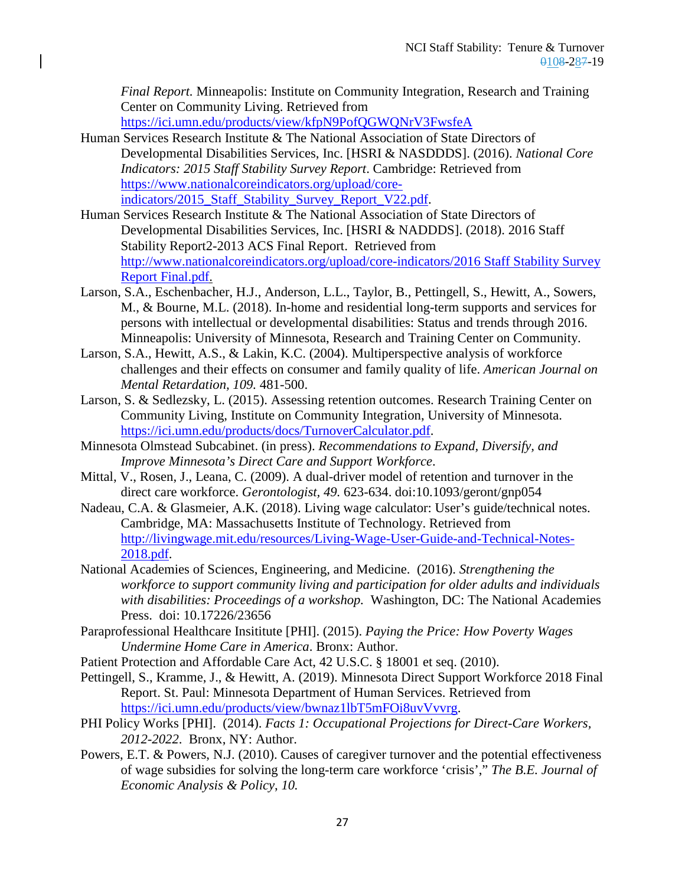*Final Report.* Minneapolis: Institute on Community Integration, Research and Training Center on Community Living. Retrieved from https://ici.umn.edu/products/view/kfpN9PofQGWQNrV3FwsfeA

Human Services Research Institute & The National Association of State Directors of Developmental Disabilities Services, Inc. [HSRI & NASDDDS]. (2016). *National Core Indicators: 2015 Staff Stability Survey Report*. Cambridge: Retrieved from https://www.nationalcoreindicators.org/upload/core-indicators/2015_Staff_Stability_Survey_Report_V22.pdf.

Human Services Research Institute & The National Association of State Directors of Developmental Disabilities Services, Inc. [HSRI & NADDDS]. (2018). 2016 Staff Stability Report2-2013 ACS Final Report. Retrieved from http://www.nationalcoreindicators.org/upload/core-indicators/2016 Staff Stability Survey Report Final.pdf.

Larson, S.A., Eschenbacher, H.J., Anderson, L.L., Taylor, B., Pettingell, S., Hewitt, A., Sowers, M., & Bourne, M.L. (2018). In-home and residential long-term supports and services for persons with intellectual or developmental disabilities: Status and trends through 2016. Minneapolis: University of Minnesota, Research and Training Center on Community.

Larson, S.A., Hewitt, A.S., & Lakin, K.C. (2004). Multiperspective analysis of workforce challenges and their effects on consumer and family quality of life. *American Journal on Mental Retardation, 109*. 481-500.

Larson, S. & Sedlezsky, L. (2015). Assessing retention outcomes. Research Training Center on Community Living, Institute on Community Integration, University of Minnesota. https://ici.umn.edu/products/docs/TurnoverCalculator.pdf.

Minnesota Olmstead Subcabinet. (in press). *Recommendations to Expand, Diversify, and Improve Minnesota's Direct Care and Support Workforce*.

Mittal, V., Rosen, J., Leana, C. (2009). A dual-driver model of retention and turnover in the direct care workforce. *Gerontologist, 49.* 623-634. doi:10.1093/geront/gnp054

Nadeau, C.A. & Glasmeier, A.K. (2018). Living wage calculator: User's guide/technical notes. Cambridge, MA: Massachusetts Institute of Technology. Retrieved from http://livingwage.mit.edu/resources/Living-Wage-User-Guide-and-Technical-Notes-2018.pdf.

National Academies of Sciences, Engineering, and Medicine. (2016). *Strengthening the workforce to support community living and participation for older adults and individuals with disabilities: Proceedings of a workshop.* Washington, DC: The National Academies Press. doi: 10.17226/23656

Paraprofessional Healthcare Insititute [PHI]. (2015). *Paying the Price: How Poverty Wages Undermine Home Care in America*. Bronx: Author.

Patient Protection and Affordable Care Act, 42 U.S.C. § 18001 et seq. (2010).

Pettingell, S., Kramme, J., & Hewitt, A. (2019). Minnesota Direct Support Workforce 2018 Final Report. St. Paul: Minnesota Department of Human Services. Retrieved from https://ici.umn.edu/products/view/bwnaz1lbT5mFOi8uvVvvrg.

PHI Policy Works [PHI]. (2014). *Facts 1: Occupational Projections for Direct-Care Workers, 2012-2022*. Bronx, NY: Author.

Powers, E.T. & Powers, N.J. (2010). Causes of caregiver turnover and the potential effectiveness of wage subsidies for solving the long-term care workforce 'crisis'," *The B.E. Journal of Economic Analysis & Policy*, *10.*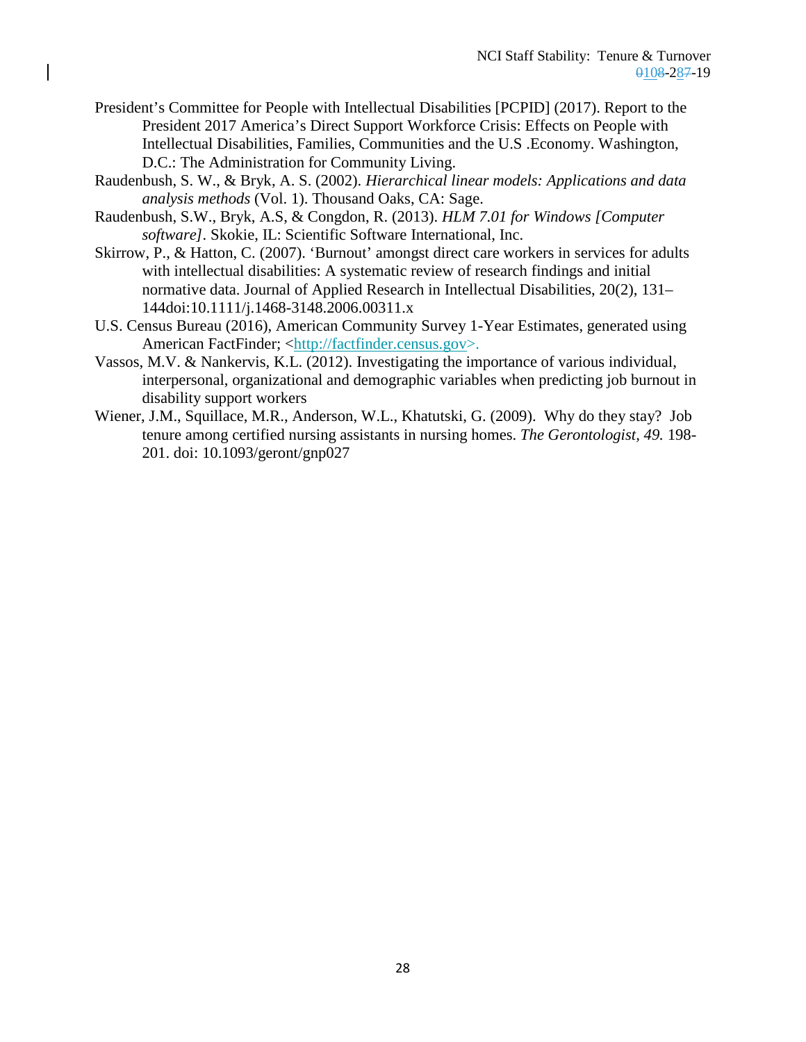President's Committee for People with Intellectual Disabilities [PCPID] (2017). Report to the President 2017 America's Direct Support Workforce Crisis: Effects on People with Intellectual Disabilities, Families, Communities and the U.S .Economy. Washington, D.C.: The Administration for Community Living.

Raudenbush, S. W., & Bryk, A. S. (2002). *Hierarchical linear models: Applications and data analysis methods* (Vol. 1). Thousand Oaks, CA: Sage.

Raudenbush, S.W., Bryk, A.S, & Congdon, R. (2013). *HLM 7.01 for Windows [Computer software]*. Skokie, IL: Scientific Software International, Inc.

Skirrow, P., & Hatton, C. (2007). 'Burnout' amongst direct care workers in services for adults with intellectual disabilities: A systematic review of research findings and initial normative data. Journal of Applied Research in Intellectual Disabilities, 20(2), 131–144doi:10.1111/j.1468-3148.2006.00311.x

U.S. Census Bureau (2016), American Community Survey 1-Year Estimates, generated using American FactFinder; <http://factfinder.census.gov>.

Vassos, M.V. & Nankervis, K.L. (2012). Investigating the importance of various individual, interpersonal, organizational and demographic variables when predicting job burnout in disability support workers

Wiener, J.M., Squillace, M.R., Anderson, W.L., Khatutski, G. (2009). Why do they stay? Job tenure among certified nursing assistants in nursing homes. *The Gerontologist, 49.* 198-201. doi: 10.1093/geront/gnp027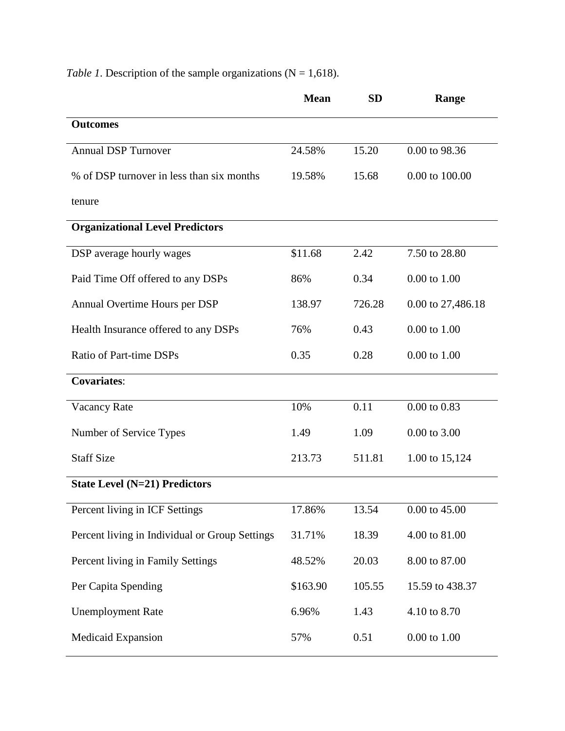*Table 1*. Description of the sample organizations (N = 1,618).

| | Mean | SD | Range |
|---|---|---|---|
| **Outcomes** | | | |
| Annual DSP Turnover | 24.58% | 15.20 | 0.00 to 98.36 |
| % of DSP turnover in less than six months tenure | 19.58% | 15.68 | 0.00 to 100.00 |
| **Organizational Level Predictors** | | | |
| DSP average hourly wages | $11.68 | 2.42 | 7.50 to 28.80 |
| Paid Time Off offered to any DSPs | 86% | 0.34 | 0.00 to 1.00 |
| Annual Overtime Hours per DSP | 138.97 | 726.28 | 0.00 to 27,486.18 |
| Health Insurance offered to any DSPs | 76% | 0.43 | 0.00 to 1.00 |
| Ratio of Part-time DSPs | 0.35 | 0.28 | 0.00 to 1.00 |
| **Covariates**: | | | |
| Vacancy Rate | 10% | 0.11 | 0.00 to 0.83 |
| Number of Service Types | 1.49 | 1.09 | 0.00 to 3.00 |
| Staff Size | 213.73 | 511.81 | 1.00 to 15,124 |
| **State Level (N=21) Predictors** | | | |
| Percent living in ICF Settings | 17.86% | 13.54 | 0.00 to 45.00 |
| Percent living in Individual or Group Settings | 31.71% | 18.39 | 4.00 to 81.00 |
| Percent living in Family Settings | 48.52% | 20.03 | 8.00 to 87.00 |
| Per Capita Spending | $163.90 | 105.55 | 15.59 to 438.37 |
| Unemployment Rate | 6.96% | 1.43 | 4.10 to 8.70 |
| Medicaid Expansion | 57% | 0.51 | 0.00 to 1.00 |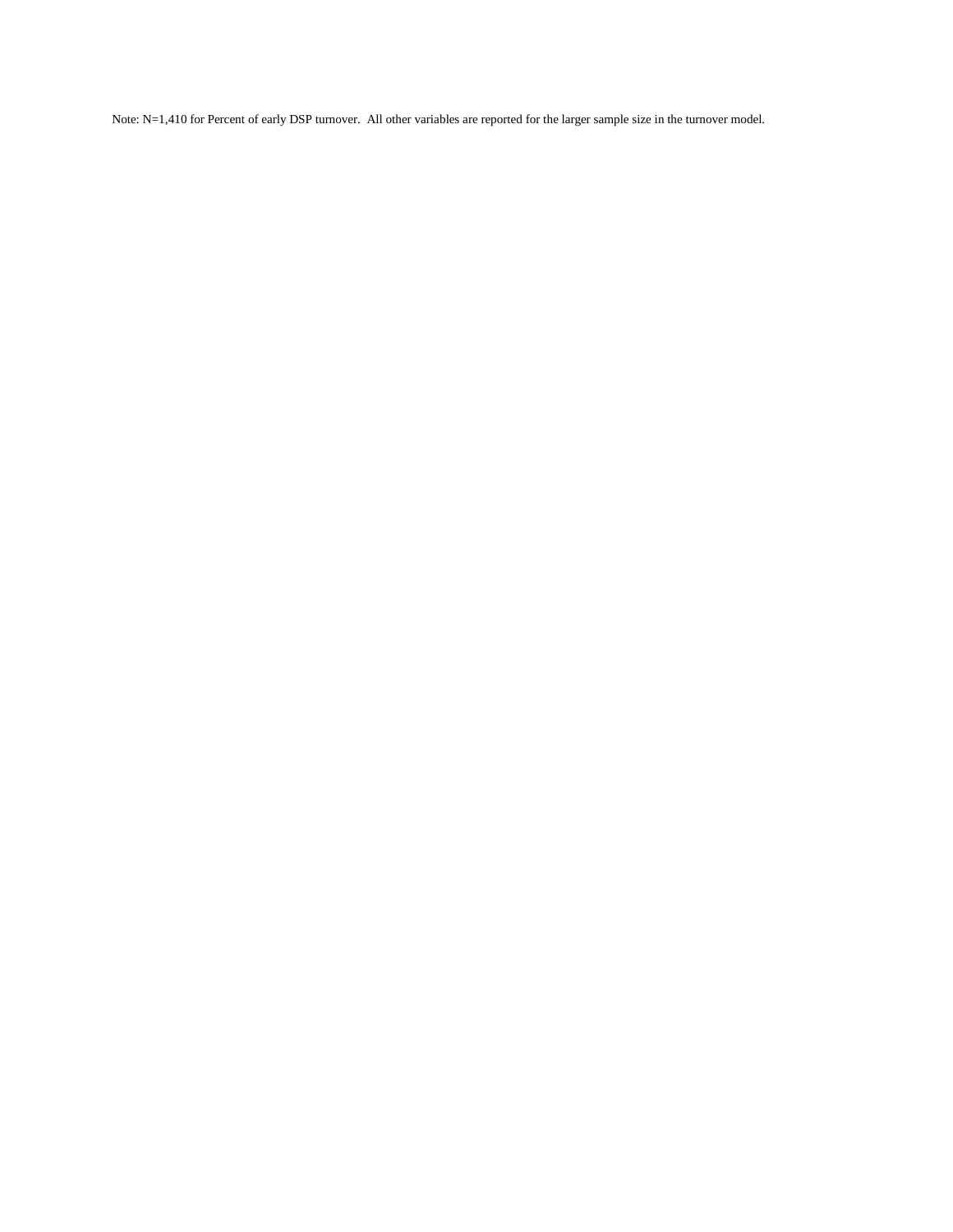Note: N=1,410 for Percent of early DSP turnover.  All other variables are reported for the larger sample size in the turnover model.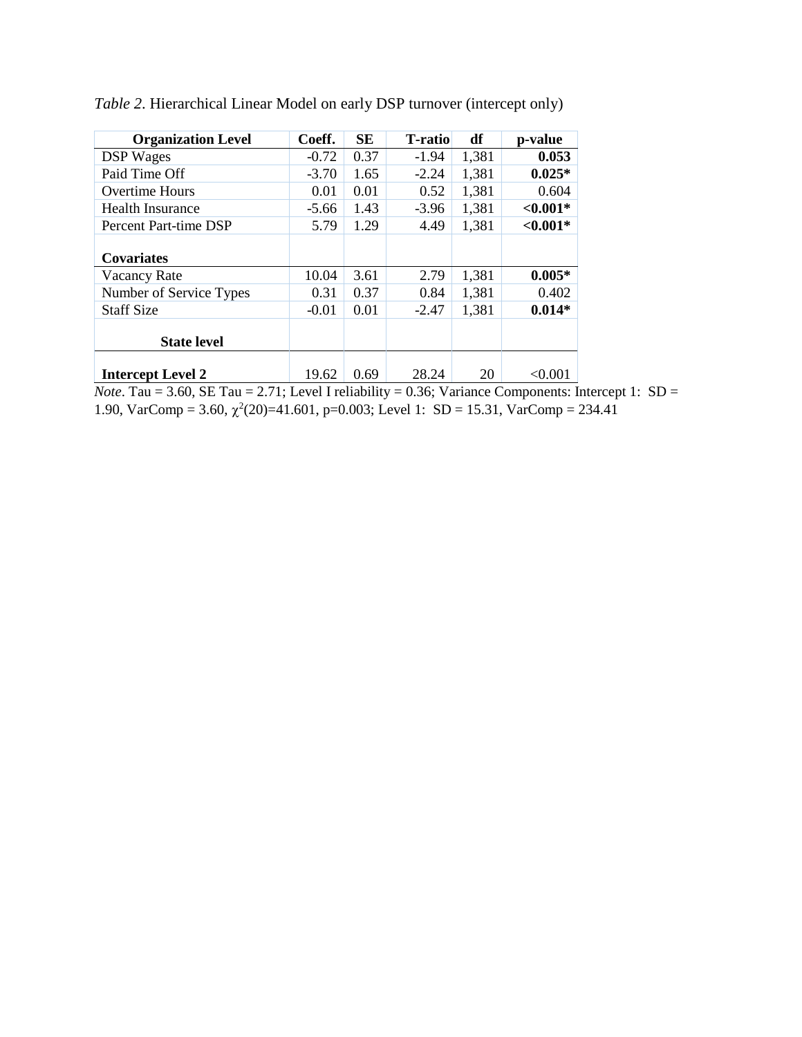*Table 2*. Hierarchical Linear Model on early DSP turnover (intercept only)

| Organization Level | Coeff. | SE | T-ratio | df | p-value |
|---|---|---|---|---|---|
| DSP Wages | -0.72 | 0.37 | -1.94 | 1,381 | **0.053** |
| Paid Time Off | -3.70 | 1.65 | -2.24 | 1,381 | **0.025*** |
| Overtime Hours | 0.01 | 0.01 | 0.52 | 1,381 | 0.604 |
| Health Insurance | -5.66 | 1.43 | -3.96 | 1,381 | **<0.001*** |
| Percent Part-time DSP | 5.79 | 1.29 | 4.49 | 1,381 | **<0.001*** |
| **Covariates** | | | | | |
| Vacancy Rate | 10.04 | 3.61 | 2.79 | 1,381 | **0.005*** |
| Number of Service Types | 0.31 | 0.37 | 0.84 | 1,381 | 0.402 |
| Staff Size | -0.01 | 0.01 | -2.47 | 1,381 | **0.014*** |
| **State level** | | | | | |
| **Intercept Level 2** | 19.62 | 0.69 | 28.24 | 20 | <0.001 |

*Note*. Tau = 3.60, SE Tau = 2.71; Level I reliability = 0.36; Variance Components: Intercept 1: SD = 1.90, VarComp = 3.60, $\chi^2(20)=41.601$, p=0.003; Level 1: SD = 15.31, VarComp = 234.41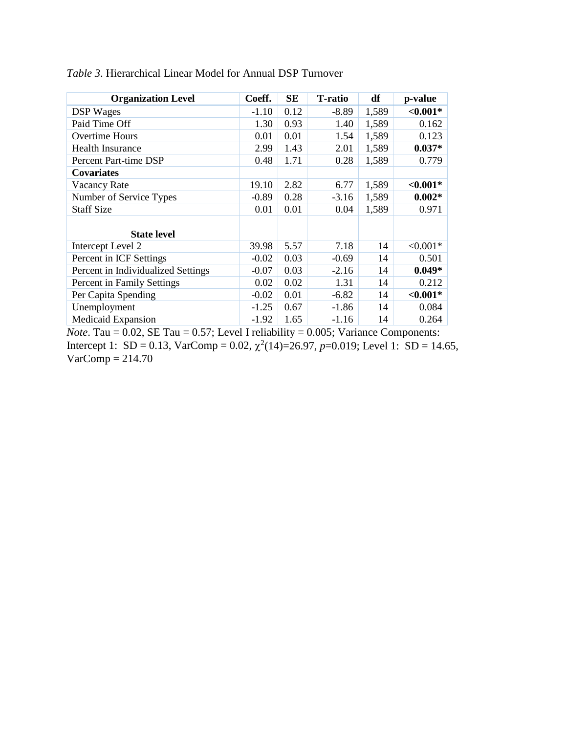*Table 3*. Hierarchical Linear Model for Annual DSP Turnover

| **Organization Level** | **Coeff.** | **SE** | **T-ratio** | **df** | **p-value** |
|---|---|---|---|---|---|
| DSP Wages | -1.10 | 0.12 | -8.89 | 1,589 | **<0.001*** |
| Paid Time Off | 1.30 | 0.93 | 1.40 | 1,589 | 0.162 |
| Overtime Hours | 0.01 | 0.01 | 1.54 | 1,589 | 0.123 |
| Health Insurance | 2.99 | 1.43 | 2.01 | 1,589 | **0.037*** |
| Percent Part-time DSP | 0.48 | 1.71 | 0.28 | 1,589 | 0.779 |
| **Covariates** | | | | | |
| Vacancy Rate | 19.10 | 2.82 | 6.77 | 1,589 | **<0.001*** |
| Number of Service Types | -0.89 | 0.28 | -3.16 | 1,589 | **0.002*** |
| Staff Size | 0.01 | 0.01 | 0.04 | 1,589 | 0.971 |
| **State level** | | | | | |
| Intercept Level 2 | 39.98 | 5.57 | 7.18 | 14 | <0.001* |
| Percent in ICF Settings | -0.02 | 0.03 | -0.69 | 14 | 0.501 |
| Percent in Individualized Settings | -0.07 | 0.03 | -2.16 | 14 | **0.049*** |
| Percent in Family Settings | 0.02 | 0.02 | 1.31 | 14 | 0.212 |
| Per Capita Spending | -0.02 | 0.01 | -6.82 | 14 | **<0.001*** |
| Unemployment | -1.25 | 0.67 | -1.86 | 14 | 0.084 |
| Medicaid Expansion | -1.92 | 1.65 | -1.16 | 14 | 0.264 |

*Note*. Tau = 0.02, SE Tau = 0.57; Level I reliability = 0.005; Variance Components: Intercept 1: SD = 0.13, VarComp = 0.02, $\chi^2(14)=26.97$, $p=0.019$; Level 1: SD = 14.65, VarComp = 214.70